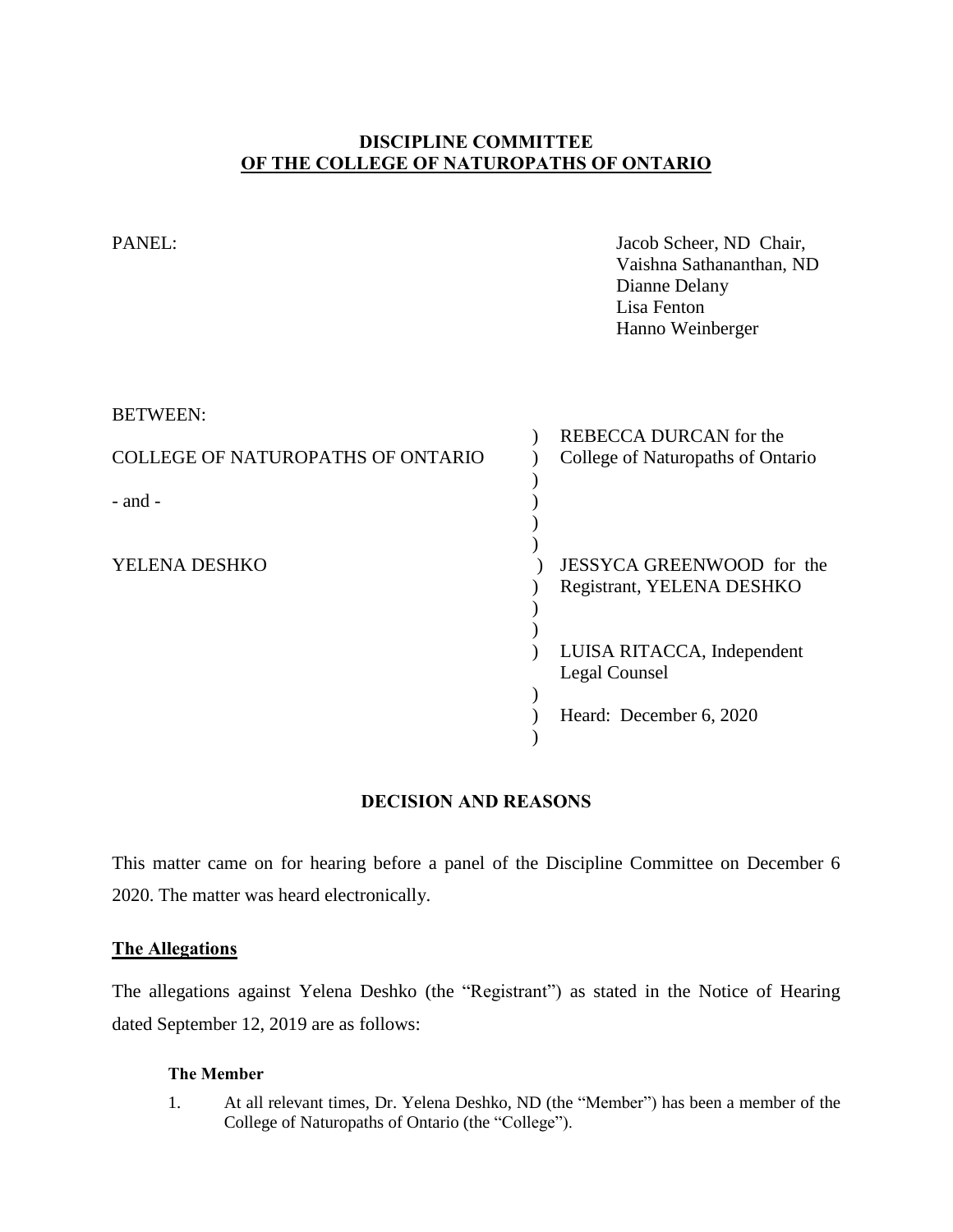**DISCIPLINE COMMITTEE**
**OF THE COLLEGE OF NATUROPATHS OF ONTARIO**

PANEL: Jacob Scheer, ND Chair,
Vaishna Sathananthan, ND
Dianne Delany
Lisa Fenton
Hanno Weinberger

BETWEEN:

| | |
|---|---|
| COLLEGE OF NATUROPATHS OF ONTARIO | REBECCA DURCAN for the College of Naturopaths of Ontario |
| - and - | |
| YELENA DESHKO | JESSYCA GREENWOOD for the Registrant, YELENA DESHKO |
| | LUISA RITACCA, Independent Legal Counsel |
| | Heard: December 6, 2020 |

**DECISION AND REASONS**

This matter came on for hearing before a panel of the Discipline Committee on December 6 2020. The matter was heard electronically.

## The Allegations

The allegations against Yelena Deshko (the "Registrant") as stated in the Notice of Hearing dated September 12, 2019 are as follows:

**The Member**

1. At all relevant times, Dr. Yelena Deshko, ND (the "Member") has been a member of the College of Naturopaths of Ontario (the "College").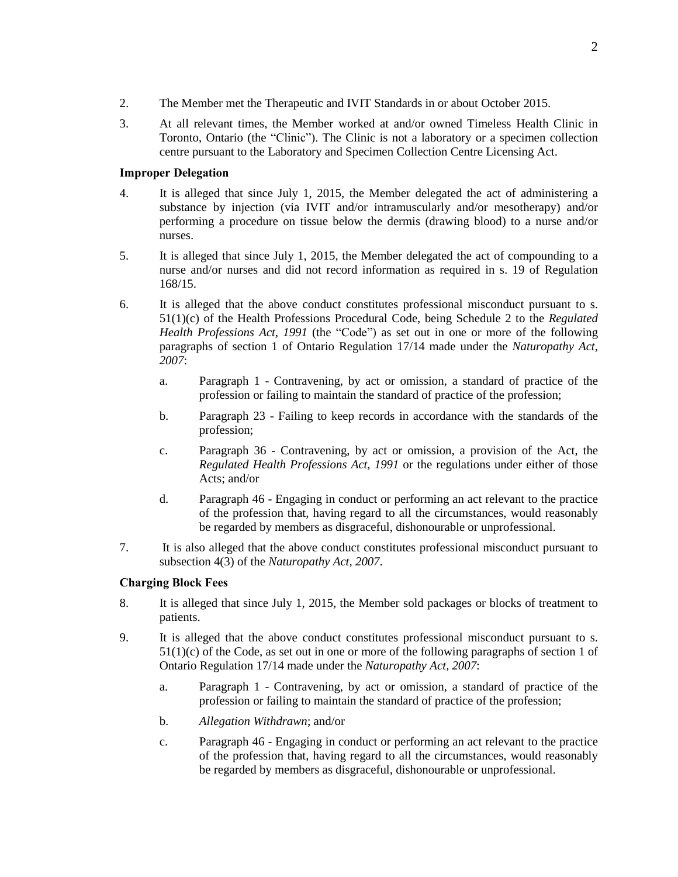2. The Member met the Therapeutic and IVIT Standards in or about October 2015.

3. At all relevant times, the Member worked at and/or owned Timeless Health Clinic in Toronto, Ontario (the "Clinic"). The Clinic is not a laboratory or a specimen collection centre pursuant to the Laboratory and Specimen Collection Centre Licensing Act.

**Improper Delegation**

4. It is alleged that since July 1, 2015, the Member delegated the act of administering a substance by injection (via IVIT and/or intramuscularly and/or mesotherapy) and/or performing a procedure on tissue below the dermis (drawing blood) to a nurse and/or nurses.

5. It is alleged that since July 1, 2015, the Member delegated the act of compounding to a nurse and/or nurses and did not record information as required in s. 19 of Regulation 168/15.

6. It is alleged that the above conduct constitutes professional misconduct pursuant to s. 51(1)(c) of the Health Professions Procedural Code, being Schedule 2 to the *Regulated Health Professions Act, 1991* (the "Code") as set out in one or more of the following paragraphs of section 1 of Ontario Regulation 17/14 made under the *Naturopathy Act, 2007*:

   a. Paragraph 1 - Contravening, by act or omission, a standard of practice of the profession or failing to maintain the standard of practice of the profession;

   b. Paragraph 23 - Failing to keep records in accordance with the standards of the profession;

   c. Paragraph 36 - Contravening, by act or omission, a provision of the Act, the *Regulated Health Professions Act, 1991* or the regulations under either of those Acts; and/or

   d. Paragraph 46 - Engaging in conduct or performing an act relevant to the practice of the profession that, having regard to all the circumstances, would reasonably be regarded by members as disgraceful, dishonourable or unprofessional.

7. It is also alleged that the above conduct constitutes professional misconduct pursuant to subsection 4(3) of the *Naturopathy Act, 2007*.

**Charging Block Fees**

8. It is alleged that since July 1, 2015, the Member sold packages or blocks of treatment to patients.

9. It is alleged that the above conduct constitutes professional misconduct pursuant to s. 51(1)(c) of the Code, as set out in one or more of the following paragraphs of section 1 of Ontario Regulation 17/14 made under the *Naturopathy Act, 2007*:

   a. Paragraph 1 - Contravening, by act or omission, a standard of practice of the profession or failing to maintain the standard of practice of the profession;

   b. *Allegation Withdrawn*; and/or

   c. Paragraph 46 - Engaging in conduct or performing an act relevant to the practice of the profession that, having regard to all the circumstances, would reasonably be regarded by members as disgraceful, dishonourable or unprofessional.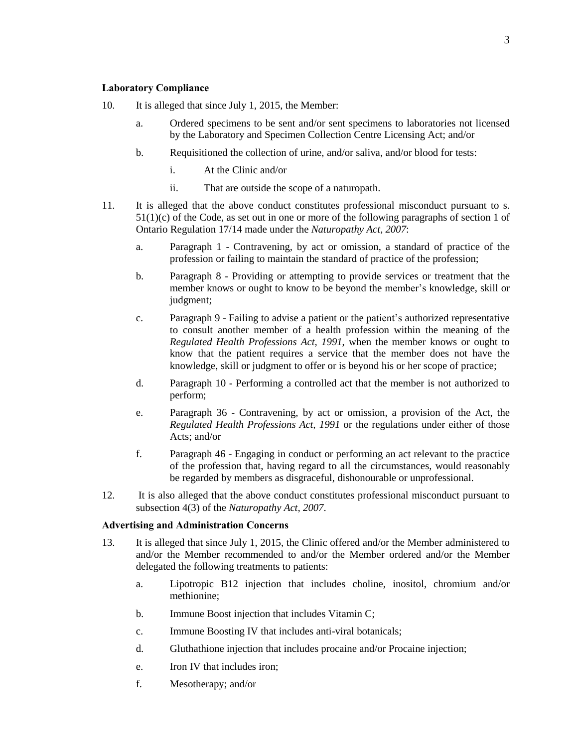**Laboratory Compliance**

10. It is alleged that since July 1, 2015, the Member:

    a. Ordered specimens to be sent and/or sent specimens to laboratories not licensed by the Laboratory and Specimen Collection Centre Licensing Act; and/or

    b. Requisitioned the collection of urine, and/or saliva, and/or blood for tests:

        i. At the Clinic and/or

        ii. That are outside the scope of a naturopath.

11. It is alleged that the above conduct constitutes professional misconduct pursuant to s. 51(1)(c) of the Code, as set out in one or more of the following paragraphs of section 1 of Ontario Regulation 17/14 made under the *Naturopathy Act, 2007*:

    a. Paragraph 1 - Contravening, by act or omission, a standard of practice of the profession or failing to maintain the standard of practice of the profession;

    b. Paragraph 8 - Providing or attempting to provide services or treatment that the member knows or ought to know to be beyond the member's knowledge, skill or judgment;

    c. Paragraph 9 - Failing to advise a patient or the patient's authorized representative to consult another member of a health profession within the meaning of the *Regulated Health Professions Act, 1991*, when the member knows or ought to know that the patient requires a service that the member does not have the knowledge, skill or judgment to offer or is beyond his or her scope of practice;

    d. Paragraph 10 - Performing a controlled act that the member is not authorized to perform;

    e. Paragraph 36 - Contravening, by act or omission, a provision of the Act, the *Regulated Health Professions Act, 1991* or the regulations under either of those Acts; and/or

    f. Paragraph 46 - Engaging in conduct or performing an act relevant to the practice of the profession that, having regard to all the circumstances, would reasonably be regarded by members as disgraceful, dishonourable or unprofessional.

12. It is also alleged that the above conduct constitutes professional misconduct pursuant to subsection 4(3) of the *Naturopathy Act, 2007*.

**Advertising and Administration Concerns**

13. It is alleged that since July 1, 2015, the Clinic offered and/or the Member administered to and/or the Member recommended to and/or the Member ordered and/or the Member delegated the following treatments to patients:

    a. Lipotropic B12 injection that includes choline, inositol, chromium and/or methionine;

    b. Immune Boost injection that includes Vitamin C;

    c. Immune Boosting IV that includes anti-viral botanicals;

    d. Gluthathione injection that includes procaine and/or Procaine injection;

    e. Iron IV that includes iron;

    f. Mesotherapy; and/or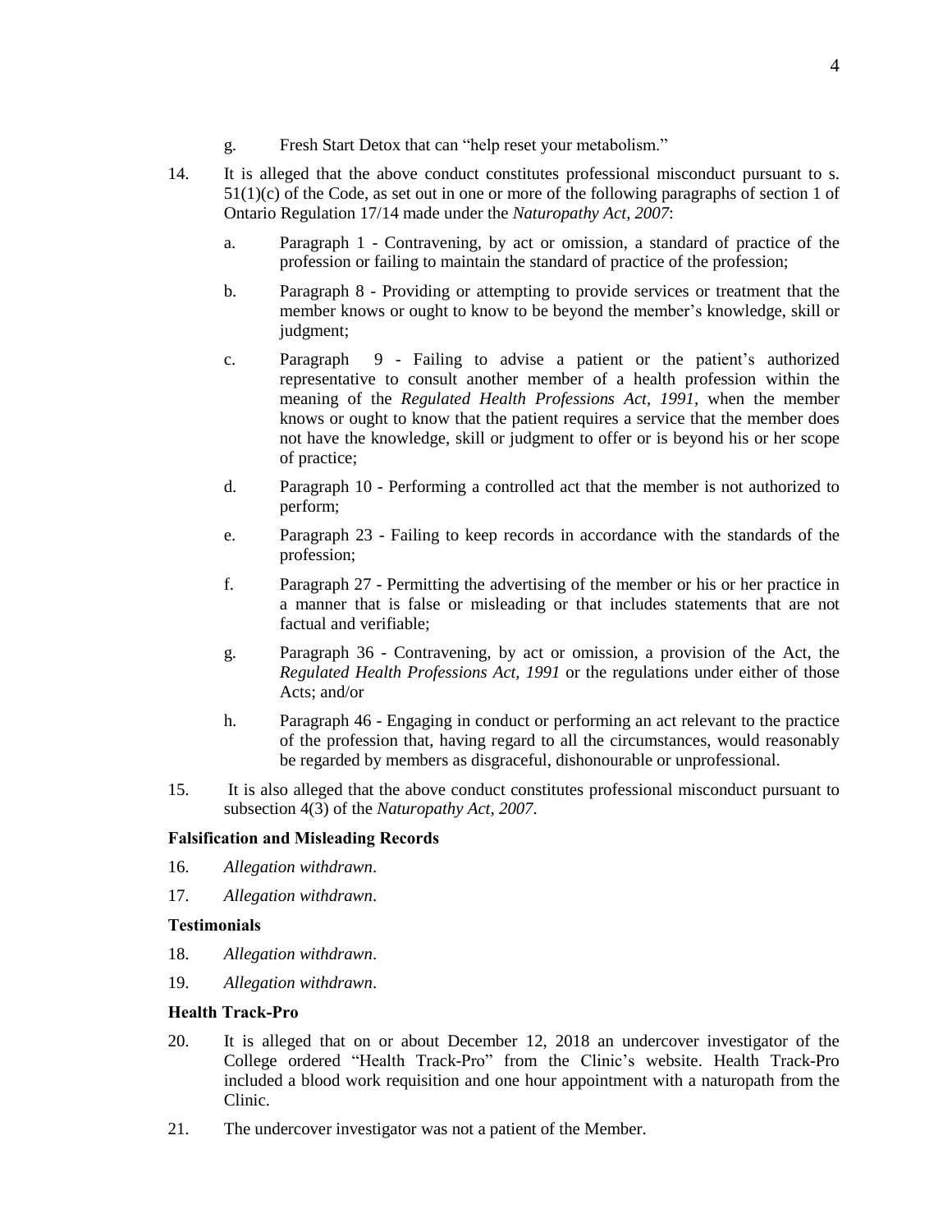g. Fresh Start Detox that can "help reset your metabolism."

14. It is alleged that the above conduct constitutes professional misconduct pursuant to s. 51(1)(c) of the Code, as set out in one or more of the following paragraphs of section 1 of Ontario Regulation 17/14 made under the *Naturopathy Act, 2007*:

    a. Paragraph 1 - Contravening, by act or omission, a standard of practice of the profession or failing to maintain the standard of practice of the profession;

    b. Paragraph 8 - Providing or attempting to provide services or treatment that the member knows or ought to know to be beyond the member's knowledge, skill or judgment;

    c. Paragraph 9 - Failing to advise a patient or the patient's authorized representative to consult another member of a health profession within the meaning of the *Regulated Health Professions Act, 1991*, when the member knows or ought to know that the patient requires a service that the member does not have the knowledge, skill or judgment to offer or is beyond his or her scope of practice;

    d. Paragraph 10 - Performing a controlled act that the member is not authorized to perform;

    e. Paragraph 23 - Failing to keep records in accordance with the standards of the profession;

    f. Paragraph 27 - Permitting the advertising of the member or his or her practice in a manner that is false or misleading or that includes statements that are not factual and verifiable;

    g. Paragraph 36 - Contravening, by act or omission, a provision of the Act, the *Regulated Health Professions Act, 1991* or the regulations under either of those Acts; and/or

    h. Paragraph 46 - Engaging in conduct or performing an act relevant to the practice of the profession that, having regard to all the circumstances, would reasonably be regarded by members as disgraceful, dishonourable or unprofessional.

15. It is also alleged that the above conduct constitutes professional misconduct pursuant to subsection 4(3) of the *Naturopathy Act, 2007*.

**Falsification and Misleading Records**

16. *Allegation withdrawn*.

17. *Allegation withdrawn*.

**Testimonials**

18. *Allegation withdrawn*.

19. *Allegation withdrawn*.

**Health Track-Pro**

20. It is alleged that on or about December 12, 2018 an undercover investigator of the College ordered "Health Track-Pro" from the Clinic's website. Health Track-Pro included a blood work requisition and one hour appointment with a naturopath from the Clinic.

21. The undercover investigator was not a patient of the Member.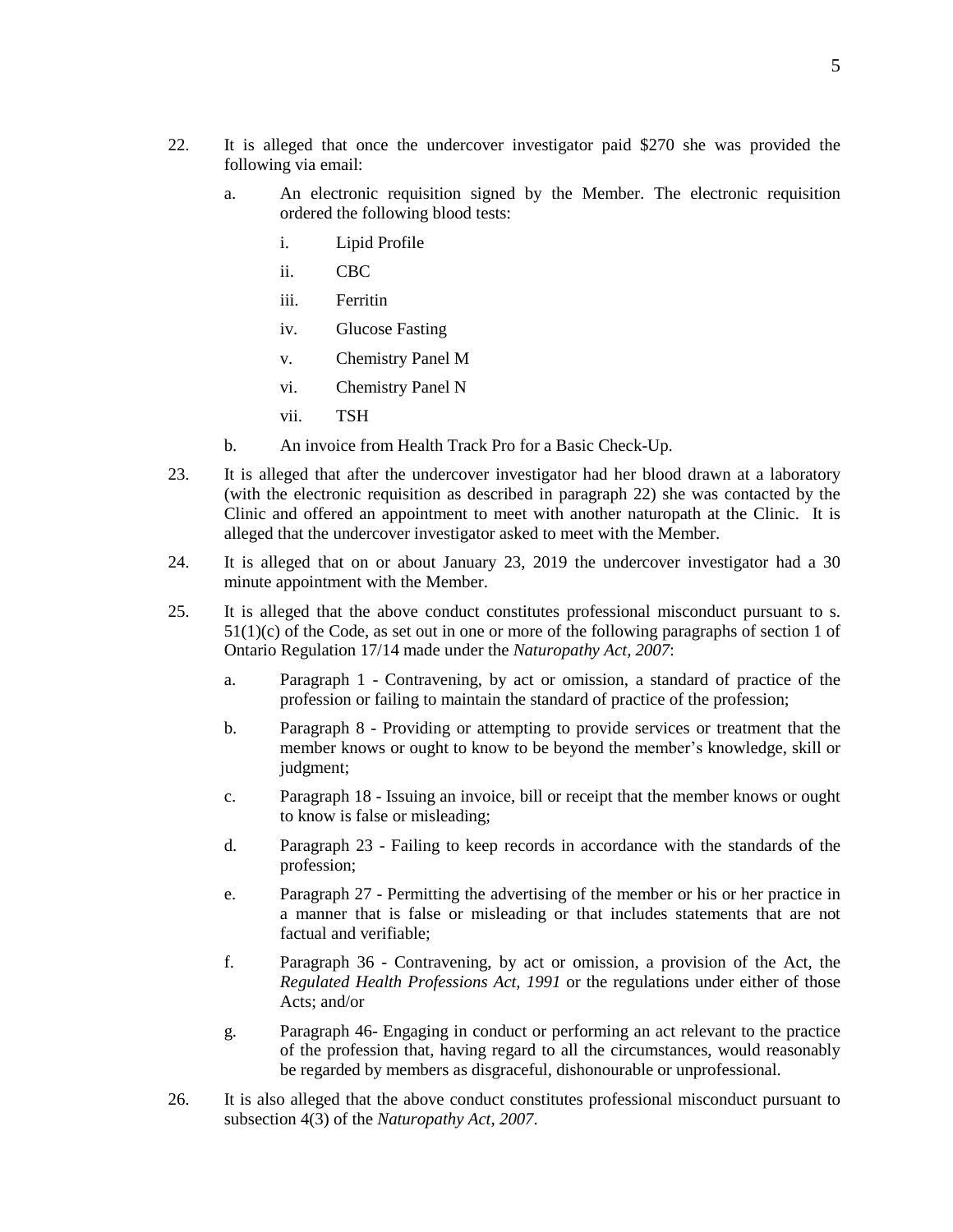22. It is alleged that once the undercover investigator paid $270 she was provided the following via email:

    a. An electronic requisition signed by the Member. The electronic requisition ordered the following blood tests:

       i. Lipid Profile

       ii. CBC

       iii. Ferritin

       iv. Glucose Fasting

       v. Chemistry Panel M

       vi. Chemistry Panel N

       vii. TSH

    b. An invoice from Health Track Pro for a Basic Check-Up.

23. It is alleged that after the undercover investigator had her blood drawn at a laboratory (with the electronic requisition as described in paragraph 22) she was contacted by the Clinic and offered an appointment to meet with another naturopath at the Clinic. It is alleged that the undercover investigator asked to meet with the Member.

24. It is alleged that on or about January 23, 2019 the undercover investigator had a 30 minute appointment with the Member.

25. It is alleged that the above conduct constitutes professional misconduct pursuant to s. 51(1)(c) of the Code, as set out in one or more of the following paragraphs of section 1 of Ontario Regulation 17/14 made under the *Naturopathy Act, 2007*:

    a. Paragraph 1 - Contravening, by act or omission, a standard of practice of the profession or failing to maintain the standard of practice of the profession;

    b. Paragraph 8 - Providing or attempting to provide services or treatment that the member knows or ought to know to be beyond the member's knowledge, skill or judgment;

    c. Paragraph 18 - Issuing an invoice, bill or receipt that the member knows or ought to know is false or misleading;

    d. Paragraph 23 - Failing to keep records in accordance with the standards of the profession;

    e. Paragraph 27 - Permitting the advertising of the member or his or her practice in a manner that is false or misleading or that includes statements that are not factual and verifiable;

    f. Paragraph 36 - Contravening, by act or omission, a provision of the Act, the *Regulated Health Professions Act, 1991* or the regulations under either of those Acts; and/or

    g. Paragraph 46- Engaging in conduct or performing an act relevant to the practice of the profession that, having regard to all the circumstances, would reasonably be regarded by members as disgraceful, dishonourable or unprofessional.

26. It is also alleged that the above conduct constitutes professional misconduct pursuant to subsection 4(3) of the *Naturopathy Act, 2007*.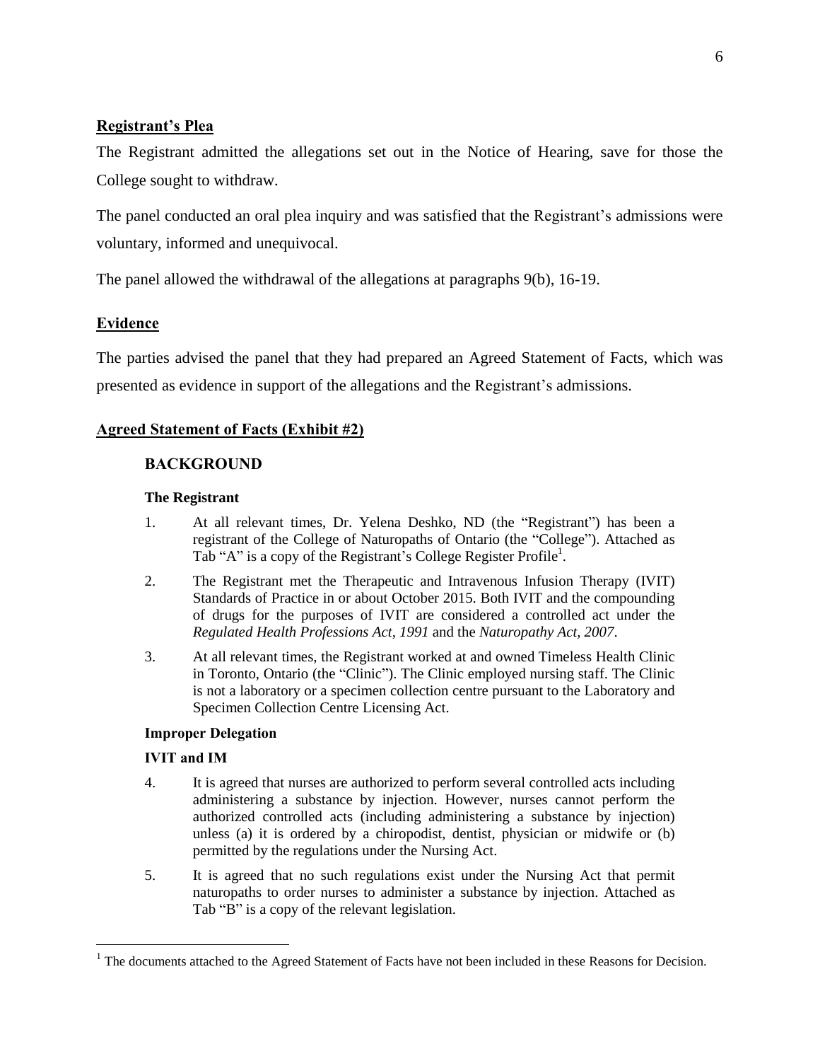## Registrant's Plea

The Registrant admitted the allegations set out in the Notice of Hearing, save for those the College sought to withdraw.

The panel conducted an oral plea inquiry and was satisfied that the Registrant's admissions were voluntary, informed and unequivocal.

The panel allowed the withdrawal of the allegations at paragraphs 9(b), 16-19.

## Evidence

The parties advised the panel that they had prepared an Agreed Statement of Facts, which was presented as evidence in support of the allegations and the Registrant's admissions.

## Agreed Statement of Facts (Exhibit #2)

### BACKGROUND

**The Registrant**

1. At all relevant times, Dr. Yelena Deshko, ND (the "Registrant") has been a registrant of the College of Naturopaths of Ontario (the "College"). Attached as Tab "A" is a copy of the Registrant's College Register Profile[1].

2. The Registrant met the Therapeutic and Intravenous Infusion Therapy (IVIT) Standards of Practice in or about October 2015. Both IVIT and the compounding of drugs for the purposes of IVIT are considered a controlled act under the *Regulated Health Professions Act, 1991* and the *Naturopathy Act, 2007*.

3. At all relevant times, the Registrant worked at and owned Timeless Health Clinic in Toronto, Ontario (the "Clinic"). The Clinic employed nursing staff. The Clinic is not a laboratory or a specimen collection centre pursuant to the Laboratory and Specimen Collection Centre Licensing Act.

**Improper Delegation**

**IVIT and IM**

4. It is agreed that nurses are authorized to perform several controlled acts including administering a substance by injection. However, nurses cannot perform the authorized controlled acts (including administering a substance by injection) unless (a) it is ordered by a chiropodist, dentist, physician or midwife or (b) permitted by the regulations under the Nursing Act.

5. It is agreed that no such regulations exist under the Nursing Act that permit naturopaths to order nurses to administer a substance by injection. Attached as Tab "B" is a copy of the relevant legislation.

[1] The documents attached to the Agreed Statement of Facts have not been included in these Reasons for Decision.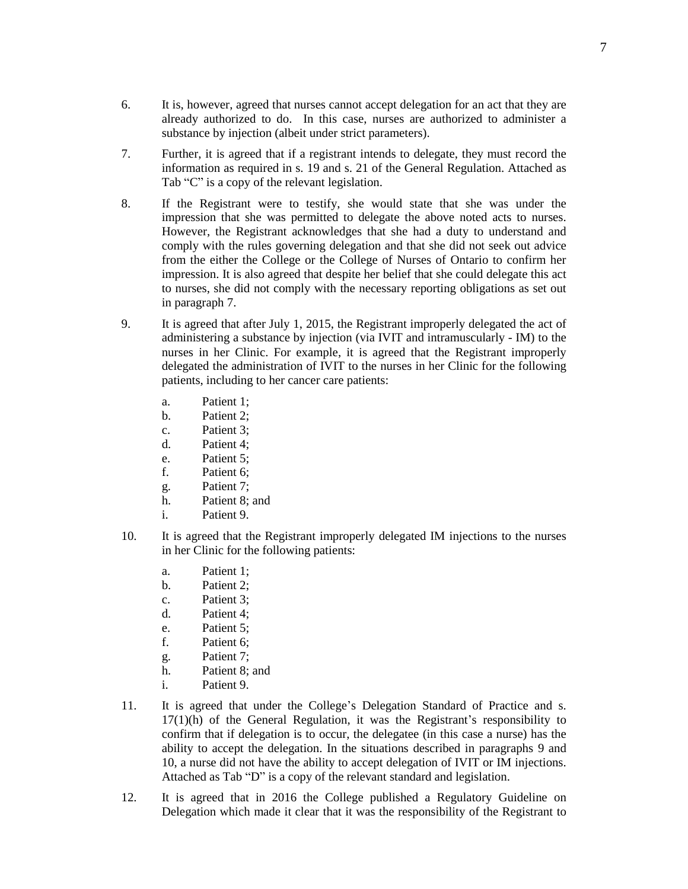6. It is, however, agreed that nurses cannot accept delegation for an act that they are already authorized to do. In this case, nurses are authorized to administer a substance by injection (albeit under strict parameters).

7. Further, it is agreed that if a registrant intends to delegate, they must record the information as required in s. 19 and s. 21 of the General Regulation. Attached as Tab "C" is a copy of the relevant legislation.

8. If the Registrant were to testify, she would state that she was under the impression that she was permitted to delegate the above noted acts to nurses. However, the Registrant acknowledges that she had a duty to understand and comply with the rules governing delegation and that she did not seek out advice from the either the College or the College of Nurses of Ontario to confirm her impression. It is also agreed that despite her belief that she could delegate this act to nurses, she did not comply with the necessary reporting obligations as set out in paragraph 7.

9. It is agreed that after July 1, 2015, the Registrant improperly delegated the act of administering a substance by injection (via IVIT and intramuscularly - IM) to the nurses in her Clinic. For example, it is agreed that the Registrant improperly delegated the administration of IVIT to the nurses in her Clinic for the following patients, including to her cancer care patients:

   a. Patient 1;
   b. Patient 2;
   c. Patient 3;
   d. Patient 4;
   e. Patient 5;
   f. Patient 6;
   g. Patient 7;
   h. Patient 8; and
   i. Patient 9.

10. It is agreed that the Registrant improperly delegated IM injections to the nurses in her Clinic for the following patients:

   a. Patient 1;
   b. Patient 2;
   c. Patient 3;
   d. Patient 4;
   e. Patient 5;
   f. Patient 6;
   g. Patient 7;
   h. Patient 8; and
   i. Patient 9.

11. It is agreed that under the College's Delegation Standard of Practice and s. 17(1)(h) of the General Regulation, it was the Registrant's responsibility to confirm that if delegation is to occur, the delegatee (in this case a nurse) has the ability to accept the delegation. In the situations described in paragraphs 9 and 10, a nurse did not have the ability to accept delegation of IVIT or IM injections. Attached as Tab "D" is a copy of the relevant standard and legislation.

12. It is agreed that in 2016 the College published a Regulatory Guideline on Delegation which made it clear that it was the responsibility of the Registrant to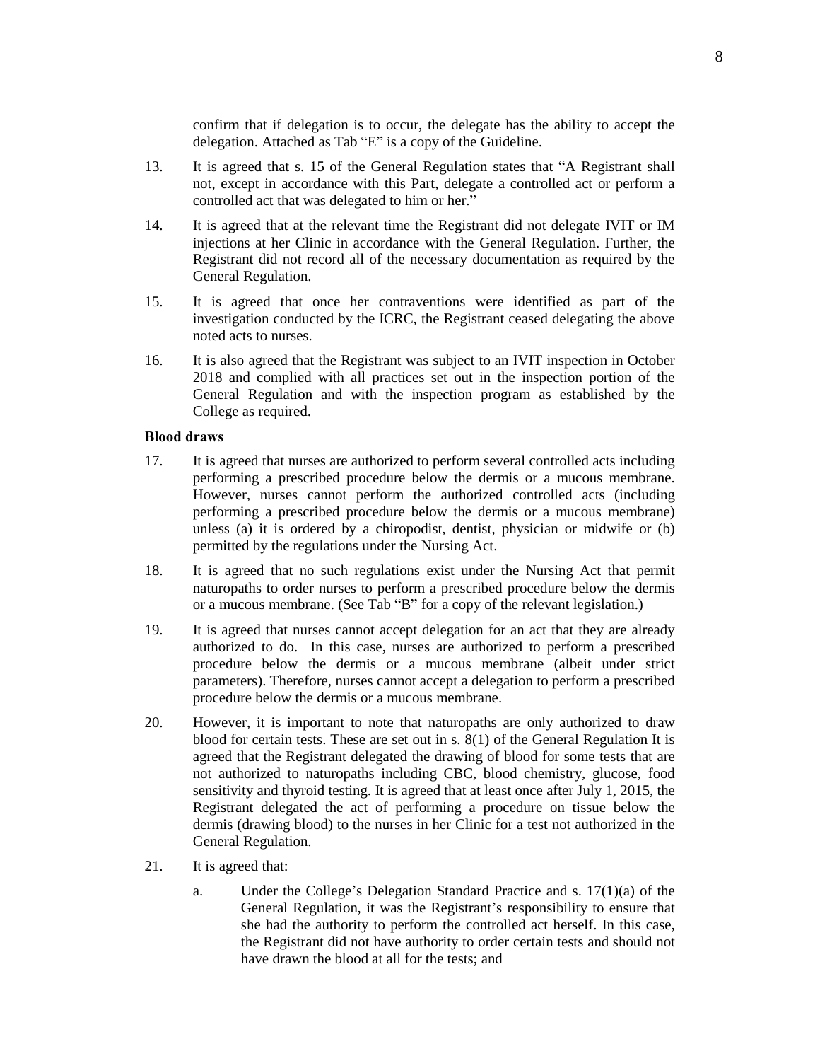confirm that if delegation is to occur, the delegate has the ability to accept the delegation. Attached as Tab "E" is a copy of the Guideline.

13. It is agreed that s. 15 of the General Regulation states that "A Registrant shall not, except in accordance with this Part, delegate a controlled act or perform a controlled act that was delegated to him or her."

14. It is agreed that at the relevant time the Registrant did not delegate IVIT or IM injections at her Clinic in accordance with the General Regulation. Further, the Registrant did not record all of the necessary documentation as required by the General Regulation.

15. It is agreed that once her contraventions were identified as part of the investigation conducted by the ICRC, the Registrant ceased delegating the above noted acts to nurses.

16. It is also agreed that the Registrant was subject to an IVIT inspection in October 2018 and complied with all practices set out in the inspection portion of the General Regulation and with the inspection program as established by the College as required.

**Blood draws**

17. It is agreed that nurses are authorized to perform several controlled acts including performing a prescribed procedure below the dermis or a mucous membrane. However, nurses cannot perform the authorized controlled acts (including performing a prescribed procedure below the dermis or a mucous membrane) unless (a) it is ordered by a chiropodist, dentist, physician or midwife or (b) permitted by the regulations under the Nursing Act.

18. It is agreed that no such regulations exist under the Nursing Act that permit naturopaths to order nurses to perform a prescribed procedure below the dermis or a mucous membrane. (See Tab "B" for a copy of the relevant legislation.)

19. It is agreed that nurses cannot accept delegation for an act that they are already authorized to do. In this case, nurses are authorized to perform a prescribed procedure below the dermis or a mucous membrane (albeit under strict parameters). Therefore, nurses cannot accept a delegation to perform a prescribed procedure below the dermis or a mucous membrane.

20. However, it is important to note that naturopaths are only authorized to draw blood for certain tests. These are set out in s. 8(1) of the General Regulation It is agreed that the Registrant delegated the drawing of blood for some tests that are not authorized to naturopaths including CBC, blood chemistry, glucose, food sensitivity and thyroid testing. It is agreed that at least once after July 1, 2015, the Registrant delegated the act of performing a procedure on tissue below the dermis (drawing blood) to the nurses in her Clinic for a test not authorized in the General Regulation.

21. It is agreed that:

    a. Under the College's Delegation Standard Practice and s. 17(1)(a) of the General Regulation, it was the Registrant's responsibility to ensure that she had the authority to perform the controlled act herself. In this case, the Registrant did not have authority to order certain tests and should not have drawn the blood at all for the tests; and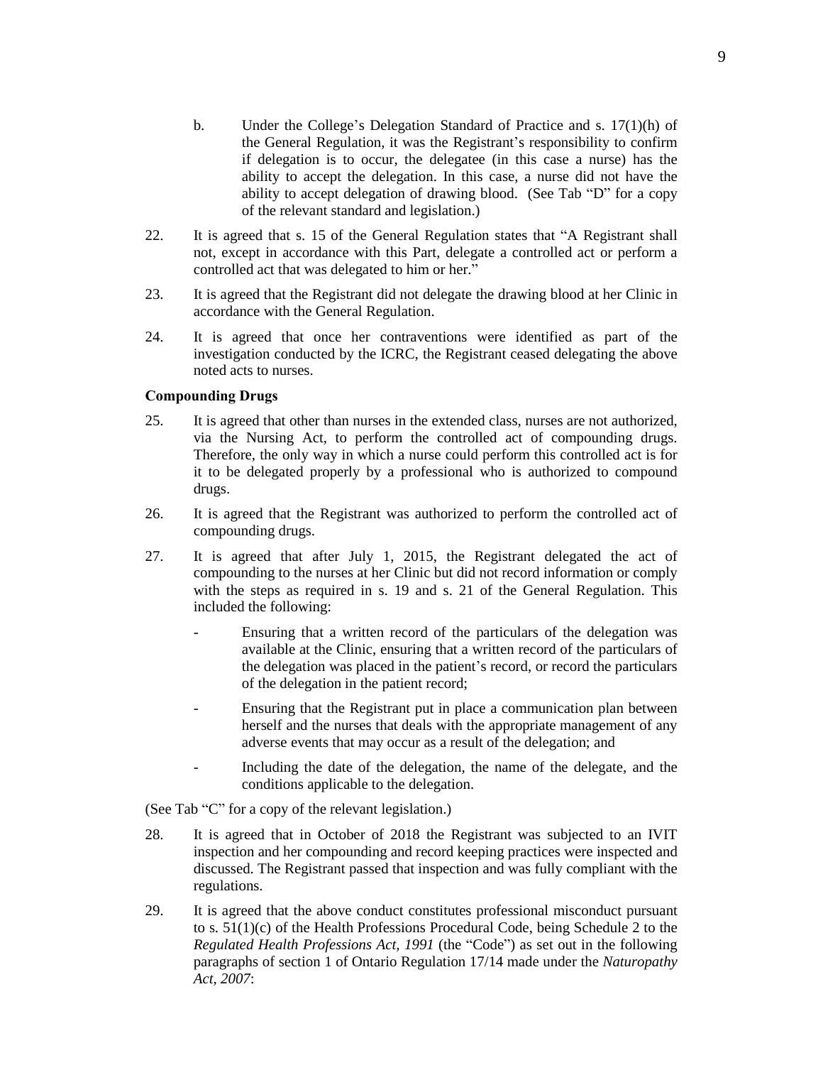b. Under the College's Delegation Standard of Practice and s. 17(1)(h) of the General Regulation, it was the Registrant's responsibility to confirm if delegation is to occur, the delegatee (in this case a nurse) has the ability to accept the delegation. In this case, a nurse did not have the ability to accept delegation of drawing blood. (See Tab "D" for a copy of the relevant standard and legislation.)

22. It is agreed that s. 15 of the General Regulation states that "A Registrant shall not, except in accordance with this Part, delegate a controlled act or perform a controlled act that was delegated to him or her."

23. It is agreed that the Registrant did not delegate the drawing blood at her Clinic in accordance with the General Regulation.

24. It is agreed that once her contraventions were identified as part of the investigation conducted by the ICRC, the Registrant ceased delegating the above noted acts to nurses.

**Compounding Drugs**

25. It is agreed that other than nurses in the extended class, nurses are not authorized, via the Nursing Act, to perform the controlled act of compounding drugs. Therefore, the only way in which a nurse could perform this controlled act is for it to be delegated properly by a professional who is authorized to compound drugs.

26. It is agreed that the Registrant was authorized to perform the controlled act of compounding drugs.

27. It is agreed that after July 1, 2015, the Registrant delegated the act of compounding to the nurses at her Clinic but did not record information or comply with the steps as required in s. 19 and s. 21 of the General Regulation. This included the following:

    - Ensuring that a written record of the particulars of the delegation was available at the Clinic, ensuring that a written record of the particulars of the delegation was placed in the patient's record, or record the particulars of the delegation in the patient record;
    - Ensuring that the Registrant put in place a communication plan between herself and the nurses that deals with the appropriate management of any adverse events that may occur as a result of the delegation; and
    - Including the date of the delegation, the name of the delegate, and the conditions applicable to the delegation.

(See Tab "C" for a copy of the relevant legislation.)

28. It is agreed that in October of 2018 the Registrant was subjected to an IVIT inspection and her compounding and record keeping practices were inspected and discussed. The Registrant passed that inspection and was fully compliant with the regulations.

29. It is agreed that the above conduct constitutes professional misconduct pursuant to s. 51(1)(c) of the Health Professions Procedural Code, being Schedule 2 to the *Regulated Health Professions Act, 1991* (the "Code") as set out in the following paragraphs of section 1 of Ontario Regulation 17/14 made under the *Naturopathy Act, 2007*: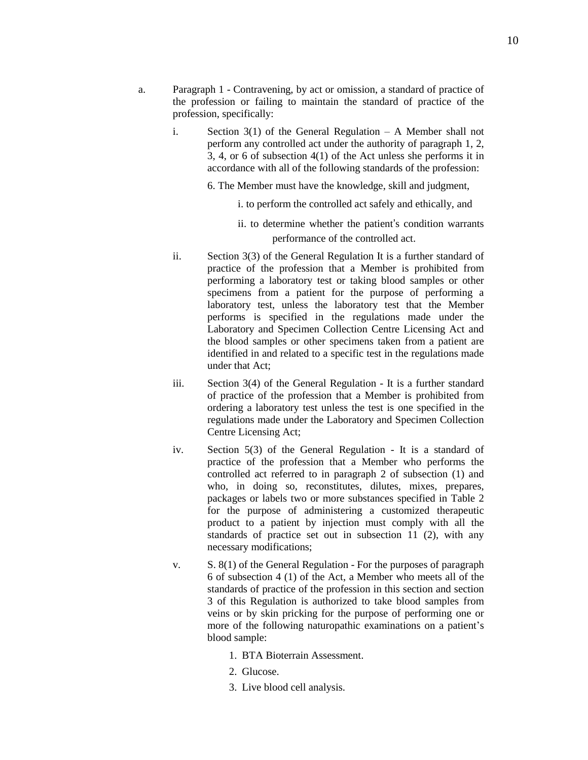a. Paragraph 1 - Contravening, by act or omission, a standard of practice of the profession or failing to maintain the standard of practice of the profession, specifically:

   i. Section 3(1) of the General Regulation – A Member shall not perform any controlled act under the authority of paragraph 1, 2, 3, 4, or 6 of subsection 4(1) of the Act unless she performs it in accordance with all of the following standards of the profession:

      6. The Member must have the knowledge, skill and judgment,

         i. to perform the controlled act safely and ethically, and

         ii. to determine whether the patient's condition warrants performance of the controlled act.

   ii. Section 3(3) of the General Regulation It is a further standard of practice of the profession that a Member is prohibited from performing a laboratory test or taking blood samples or other specimens from a patient for the purpose of performing a laboratory test, unless the laboratory test that the Member performs is specified in the regulations made under the Laboratory and Specimen Collection Centre Licensing Act and the blood samples or other specimens taken from a patient are identified in and related to a specific test in the regulations made under that Act;

   iii. Section 3(4) of the General Regulation - It is a further standard of practice of the profession that a Member is prohibited from ordering a laboratory test unless the test is one specified in the regulations made under the Laboratory and Specimen Collection Centre Licensing Act;

   iv. Section 5(3) of the General Regulation - It is a standard of practice of the profession that a Member who performs the controlled act referred to in paragraph 2 of subsection (1) and who, in doing so, reconstitutes, dilutes, mixes, prepares, packages or labels two or more substances specified in Table 2 for the purpose of administering a customized therapeutic product to a patient by injection must comply with all the standards of practice set out in subsection 11 (2), with any necessary modifications;

   v. S. 8(1) of the General Regulation - For the purposes of paragraph 6 of subsection 4 (1) of the Act, a Member who meets all of the standards of practice of the profession in this section and section 3 of this Regulation is authorized to take blood samples from veins or by skin pricking for the purpose of performing one or more of the following naturopathic examinations on a patient's blood sample:

      1. BTA Bioterrain Assessment.
      2. Glucose.
      3. Live blood cell analysis.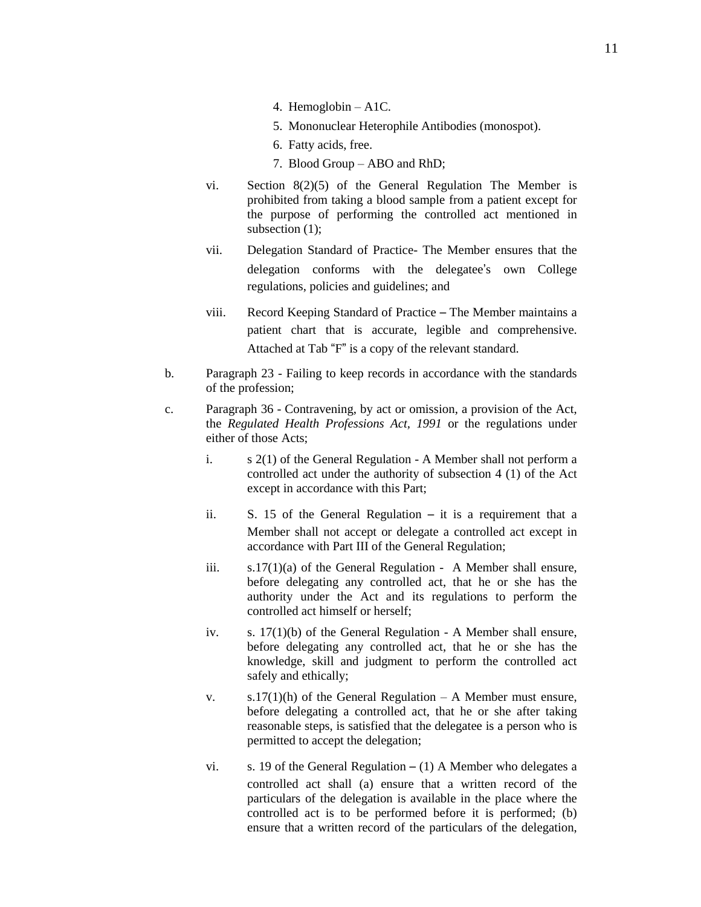4. Hemoglobin – A1C.
5. Mononuclear Heterophile Antibodies (monospot).
6. Fatty acids, free.
7. Blood Group – ABO and RhD;

vi. Section 8(2)(5) of the General Regulation The Member is prohibited from taking a blood sample from a patient except for the purpose of performing the controlled act mentioned in subsection (1);

vii. Delegation Standard of Practice- The Member ensures that the delegation conforms with the delegatee's own College regulations, policies and guidelines; and

viii. Record Keeping Standard of Practice – The Member maintains a patient chart that is accurate, legible and comprehensive. Attached at Tab "F" is a copy of the relevant standard.

b. Paragraph 23 - Failing to keep records in accordance with the standards of the profession;

c. Paragraph 36 - Contravening, by act or omission, a provision of the Act, the *Regulated Health Professions Act, 1991* or the regulations under either of those Acts;

i. s 2(1) of the General Regulation - A Member shall not perform a controlled act under the authority of subsection 4 (1) of the Act except in accordance with this Part;

ii. S. 15 of the General Regulation – it is a requirement that a Member shall not accept or delegate a controlled act except in accordance with Part III of the General Regulation;

iii. s.17(1)(a) of the General Regulation - A Member shall ensure, before delegating any controlled act, that he or she has the authority under the Act and its regulations to perform the controlled act himself or herself;

iv. s. 17(1)(b) of the General Regulation - A Member shall ensure, before delegating any controlled act, that he or she has the knowledge, skill and judgment to perform the controlled act safely and ethically;

v. s.17(1)(h) of the General Regulation – A Member must ensure, before delegating a controlled act, that he or she after taking reasonable steps, is satisfied that the delegatee is a person who is permitted to accept the delegation;

vi. s. 19 of the General Regulation – (1) A Member who delegates a controlled act shall (a) ensure that a written record of the particulars of the delegation is available in the place where the controlled act is to be performed before it is performed; (b) ensure that a written record of the particulars of the delegation,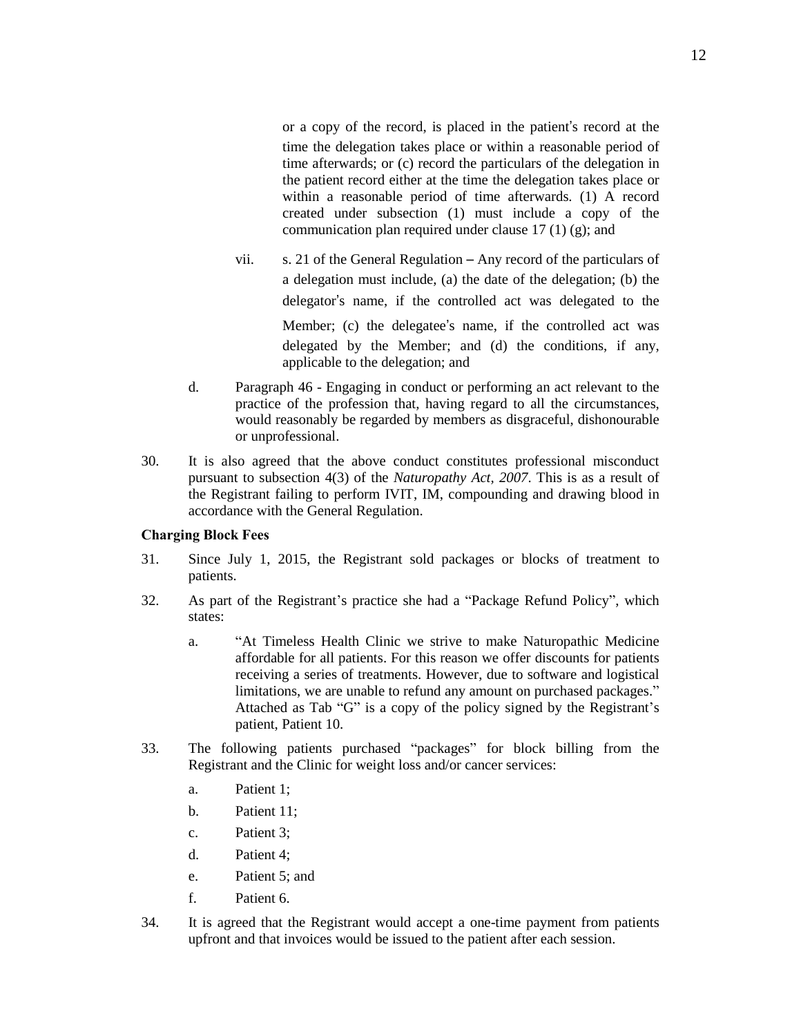or a copy of the record, is placed in the patient's record at the time the delegation takes place or within a reasonable period of time afterwards; or (c) record the particulars of the delegation in the patient record either at the time the delegation takes place or within a reasonable period of time afterwards. (1) A record created under subsection (1) must include a copy of the communication plan required under clause 17 (1) (g); and

vii. s. 21 of the General Regulation – Any record of the particulars of a delegation must include, (a) the date of the delegation; (b) the delegator's name, if the controlled act was delegated to the Member; (c) the delegatee's name, if the controlled act was delegated by the Member; and (d) the conditions, if any, applicable to the delegation; and

d. Paragraph 46 - Engaging in conduct or performing an act relevant to the practice of the profession that, having regard to all the circumstances, would reasonably be regarded by members as disgraceful, dishonourable or unprofessional.

30. It is also agreed that the above conduct constitutes professional misconduct pursuant to subsection 4(3) of the *Naturopathy Act, 2007*. This is as a result of the Registrant failing to perform IVIT, IM, compounding and drawing blood in accordance with the General Regulation.

**Charging Block Fees**

31. Since July 1, 2015, the Registrant sold packages or blocks of treatment to patients.

32. As part of the Registrant's practice she had a "Package Refund Policy", which states:

a. "At Timeless Health Clinic we strive to make Naturopathic Medicine affordable for all patients. For this reason we offer discounts for patients receiving a series of treatments. However, due to software and logistical limitations, we are unable to refund any amount on purchased packages." Attached as Tab "G" is a copy of the policy signed by the Registrant's patient, Patient 10.

33. The following patients purchased "packages" for block billing from the Registrant and the Clinic for weight loss and/or cancer services:

a. Patient 1;

b. Patient 11;

c. Patient 3;

d. Patient 4;

e. Patient 5; and

f. Patient 6.

34. It is agreed that the Registrant would accept a one-time payment from patients upfront and that invoices would be issued to the patient after each session.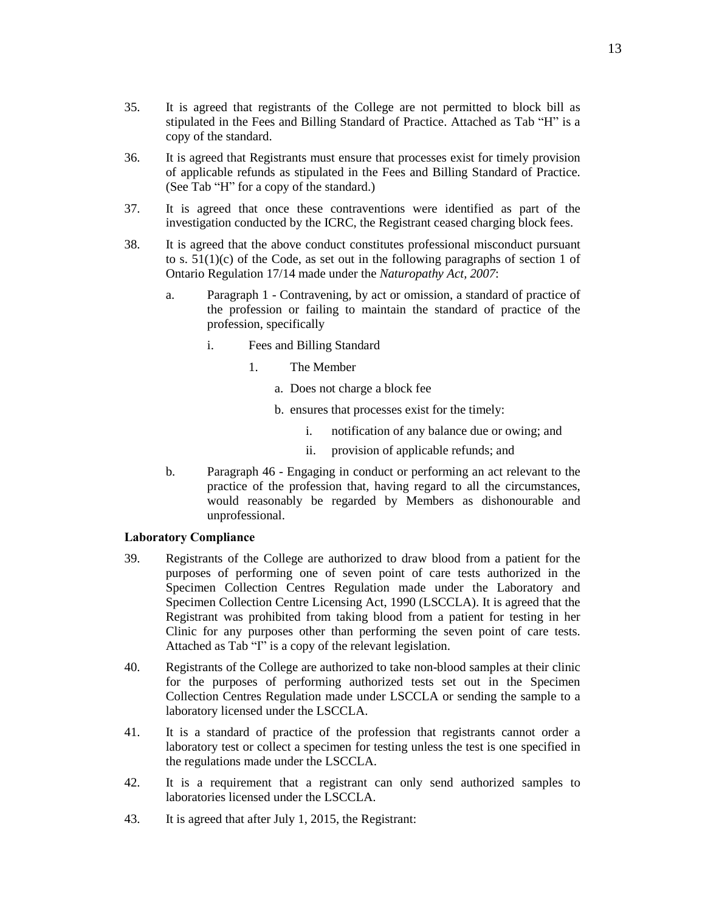35. It is agreed that registrants of the College are not permitted to block bill as stipulated in the Fees and Billing Standard of Practice. Attached as Tab "H" is a copy of the standard.

36. It is agreed that Registrants must ensure that processes exist for timely provision of applicable refunds as stipulated in the Fees and Billing Standard of Practice. (See Tab "H" for a copy of the standard.)

37. It is agreed that once these contraventions were identified as part of the investigation conducted by the ICRC, the Registrant ceased charging block fees.

38. It is agreed that the above conduct constitutes professional misconduct pursuant to s. 51(1)(c) of the Code, as set out in the following paragraphs of section 1 of Ontario Regulation 17/14 made under the *Naturopathy Act, 2007*:

    a. Paragraph 1 - Contravening, by act or omission, a standard of practice of the profession or failing to maintain the standard of practice of the profession, specifically

        i. Fees and Billing Standard

            1. The Member

                a. Does not charge a block fee

                b. ensures that processes exist for the timely:

                    i. notification of any balance due or owing; and

                    ii. provision of applicable refunds; and

    b. Paragraph 46 - Engaging in conduct or performing an act relevant to the practice of the profession that, having regard to all the circumstances, would reasonably be regarded by Members as dishonourable and unprofessional.

**Laboratory Compliance**

39. Registrants of the College are authorized to draw blood from a patient for the purposes of performing one of seven point of care tests authorized in the Specimen Collection Centres Regulation made under the Laboratory and Specimen Collection Centre Licensing Act, 1990 (LSCCLA). It is agreed that the Registrant was prohibited from taking blood from a patient for testing in her Clinic for any purposes other than performing the seven point of care tests. Attached as Tab "I" is a copy of the relevant legislation.

40. Registrants of the College are authorized to take non-blood samples at their clinic for the purposes of performing authorized tests set out in the Specimen Collection Centres Regulation made under LSCCLA or sending the sample to a laboratory licensed under the LSCCLA.

41. It is a standard of practice of the profession that registrants cannot order a laboratory test or collect a specimen for testing unless the test is one specified in the regulations made under the LSCCLA.

42. It is a requirement that a registrant can only send authorized samples to laboratories licensed under the LSCCLA.

43. It is agreed that after July 1, 2015, the Registrant: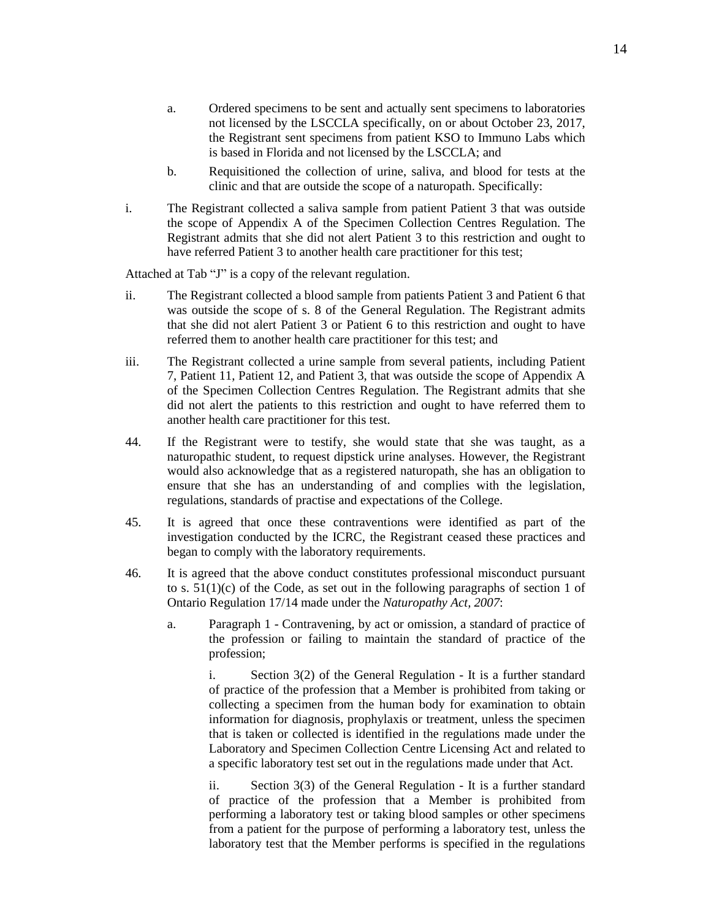a. Ordered specimens to be sent and actually sent specimens to laboratories not licensed by the LSCCLA specifically, on or about October 23, 2017, the Registrant sent specimens from patient KSO to Immuno Labs which is based in Florida and not licensed by the LSCCLA; and

b. Requisitioned the collection of urine, saliva, and blood for tests at the clinic and that are outside the scope of a naturopath. Specifically:

i. The Registrant collected a saliva sample from patient Patient 3 that was outside the scope of Appendix A of the Specimen Collection Centres Regulation. The Registrant admits that she did not alert Patient 3 to this restriction and ought to have referred Patient 3 to another health care practitioner for this test;

Attached at Tab "J" is a copy of the relevant regulation.

ii. The Registrant collected a blood sample from patients Patient 3 and Patient 6 that was outside the scope of s. 8 of the General Regulation. The Registrant admits that she did not alert Patient 3 or Patient 6 to this restriction and ought to have referred them to another health care practitioner for this test; and

iii. The Registrant collected a urine sample from several patients, including Patient 7, Patient 11, Patient 12, and Patient 3, that was outside the scope of Appendix A of the Specimen Collection Centres Regulation. The Registrant admits that she did not alert the patients to this restriction and ought to have referred them to another health care practitioner for this test.

44. If the Registrant were to testify, she would state that she was taught, as a naturopathic student, to request dipstick urine analyses. However, the Registrant would also acknowledge that as a registered naturopath, she has an obligation to ensure that she has an understanding of and complies with the legislation, regulations, standards of practise and expectations of the College.

45. It is agreed that once these contraventions were identified as part of the investigation conducted by the ICRC, the Registrant ceased these practices and began to comply with the laboratory requirements.

46. It is agreed that the above conduct constitutes professional misconduct pursuant to s. 51(1)(c) of the Code, as set out in the following paragraphs of section 1 of Ontario Regulation 17/14 made under the *Naturopathy Act, 2007*:

a. Paragraph 1 - Contravening, by act or omission, a standard of practice of the profession or failing to maintain the standard of practice of the profession;

i. Section 3(2) of the General Regulation - It is a further standard of practice of the profession that a Member is prohibited from taking or collecting a specimen from the human body for examination to obtain information for diagnosis, prophylaxis or treatment, unless the specimen that is taken or collected is identified in the regulations made under the Laboratory and Specimen Collection Centre Licensing Act and related to a specific laboratory test set out in the regulations made under that Act.

ii. Section 3(3) of the General Regulation - It is a further standard of practice of the profession that a Member is prohibited from performing a laboratory test or taking blood samples or other specimens from a patient for the purpose of performing a laboratory test, unless the laboratory test that the Member performs is specified in the regulations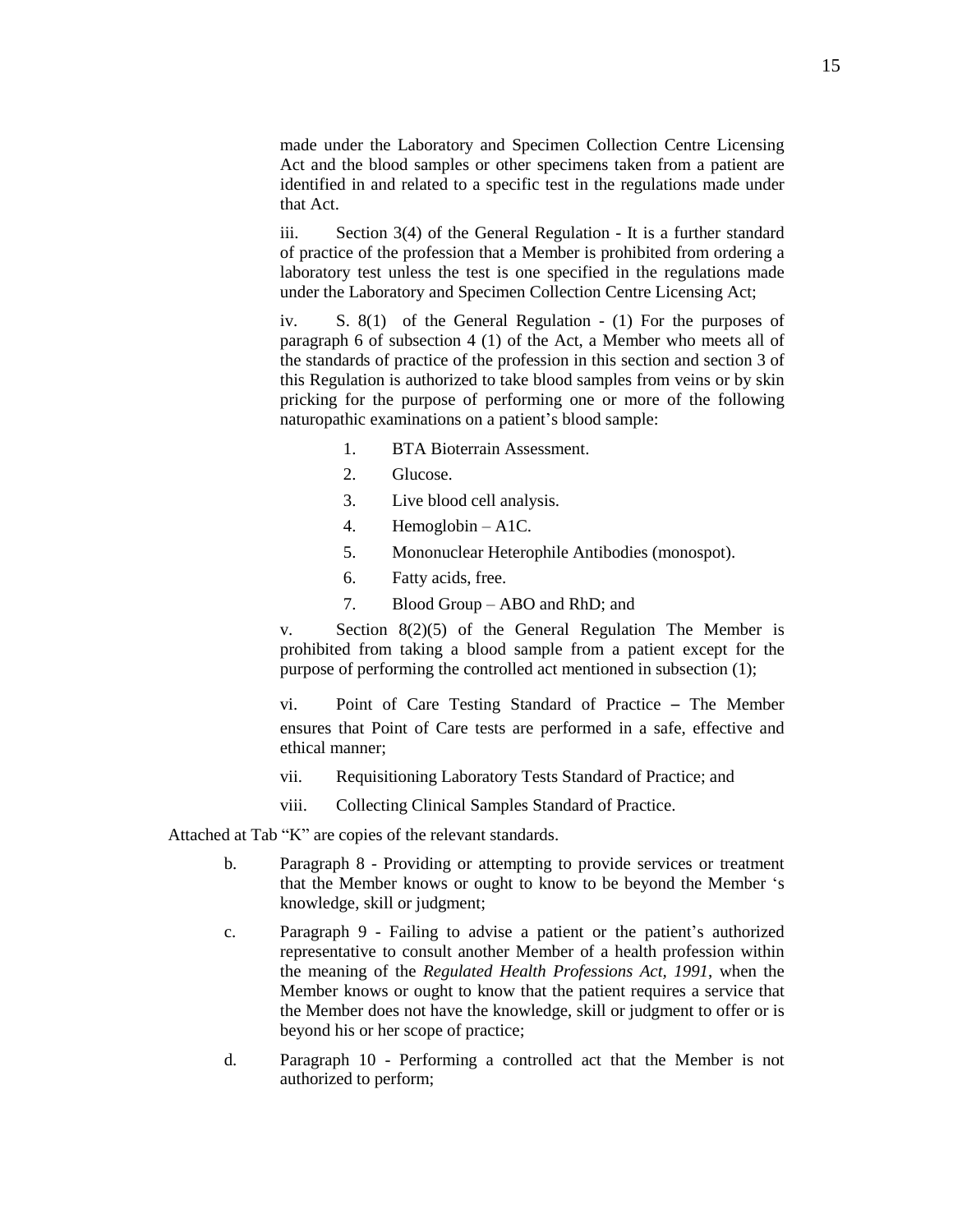made under the Laboratory and Specimen Collection Centre Licensing Act and the blood samples or other specimens taken from a patient are identified in and related to a specific test in the regulations made under that Act.

iii. Section 3(4) of the General Regulation - It is a further standard of practice of the profession that a Member is prohibited from ordering a laboratory test unless the test is one specified in the regulations made under the Laboratory and Specimen Collection Centre Licensing Act;

iv. S. 8(1) of the General Regulation - (1) For the purposes of paragraph 6 of subsection 4 (1) of the Act, a Member who meets all of the standards of practice of the profession in this section and section 3 of this Regulation is authorized to take blood samples from veins or by skin pricking for the purpose of performing one or more of the following naturopathic examinations on a patient's blood sample:

1. BTA Bioterrain Assessment.
2. Glucose.
3. Live blood cell analysis.
4. Hemoglobin – A1C.
5. Mononuclear Heterophile Antibodies (monospot).
6. Fatty acids, free.
7. Blood Group – ABO and RhD; and

v. Section 8(2)(5) of the General Regulation The Member is prohibited from taking a blood sample from a patient except for the purpose of performing the controlled act mentioned in subsection (1);

vi. Point of Care Testing Standard of Practice – The Member ensures that Point of Care tests are performed in a safe, effective and ethical manner;

vii. Requisitioning Laboratory Tests Standard of Practice; and

viii. Collecting Clinical Samples Standard of Practice.

Attached at Tab "K" are copies of the relevant standards.

b. Paragraph 8 - Providing or attempting to provide services or treatment that the Member knows or ought to know to be beyond the Member 's knowledge, skill or judgment;

c. Paragraph 9 - Failing to advise a patient or the patient's authorized representative to consult another Member of a health profession within the meaning of the *Regulated Health Professions Act, 1991*, when the Member knows or ought to know that the patient requires a service that the Member does not have the knowledge, skill or judgment to offer or is beyond his or her scope of practice;

d. Paragraph 10 - Performing a controlled act that the Member is not authorized to perform;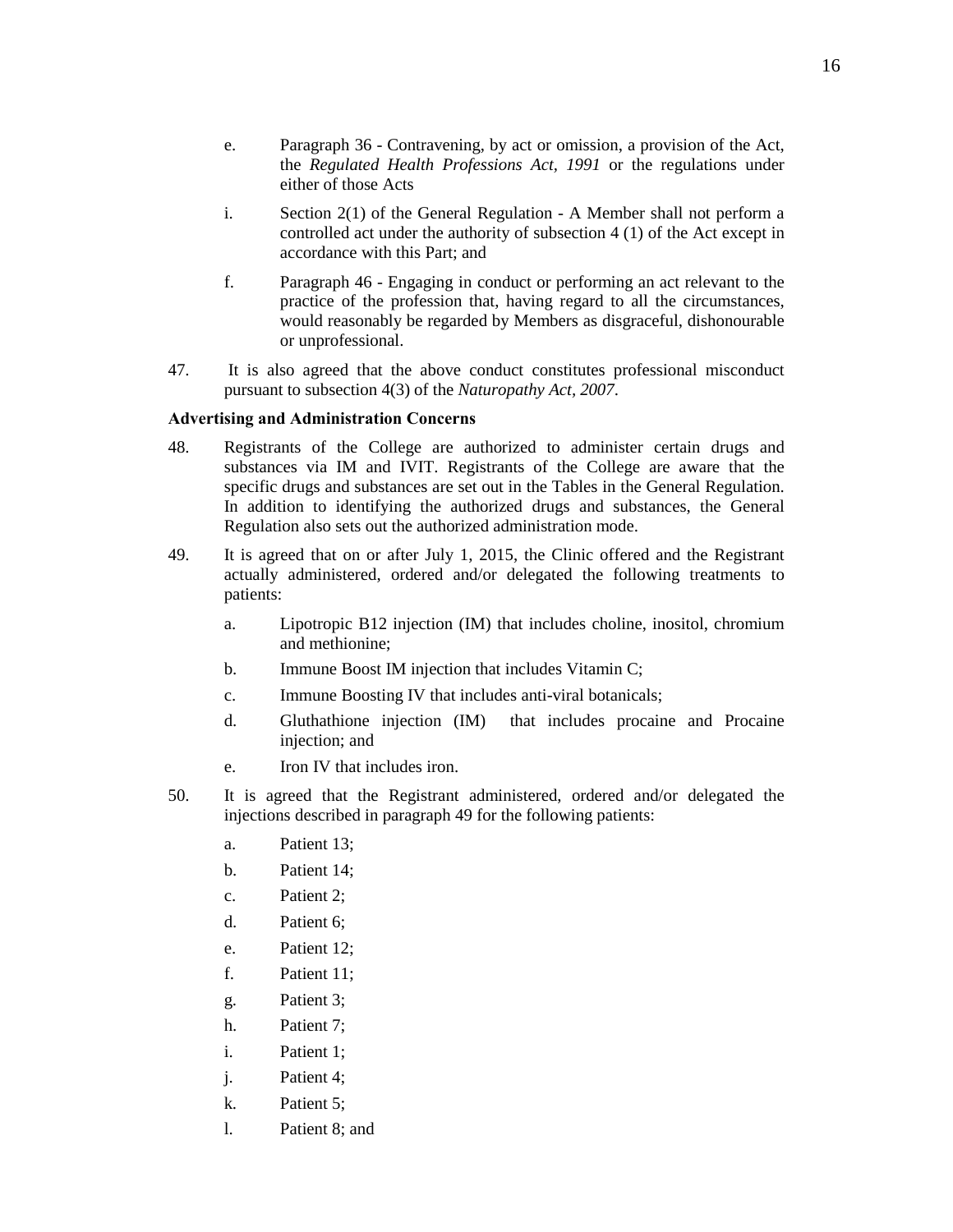e. Paragraph 36 - Contravening, by act or omission, a provision of the Act, the *Regulated Health Professions Act, 1991* or the regulations under either of those Acts

i. Section 2(1) of the General Regulation - A Member shall not perform a controlled act under the authority of subsection 4 (1) of the Act except in accordance with this Part; and

f. Paragraph 46 - Engaging in conduct or performing an act relevant to the practice of the profession that, having regard to all the circumstances, would reasonably be regarded by Members as disgraceful, dishonourable or unprofessional.

47. It is also agreed that the above conduct constitutes professional misconduct pursuant to subsection 4(3) of the *Naturopathy Act, 2007*.

**Advertising and Administration Concerns**

48. Registrants of the College are authorized to administer certain drugs and substances via IM and IVIT. Registrants of the College are aware that the specific drugs and substances are set out in the Tables in the General Regulation. In addition to identifying the authorized drugs and substances, the General Regulation also sets out the authorized administration mode.

49. It is agreed that on or after July 1, 2015, the Clinic offered and the Registrant actually administered, ordered and/or delegated the following treatments to patients:

   a. Lipotropic B12 injection (IM) that includes choline, inositol, chromium and methionine;
   b. Immune Boost IM injection that includes Vitamin C;
   c. Immune Boosting IV that includes anti-viral botanicals;
   d. Gluthathione injection (IM) that includes procaine and Procaine injection; and
   e. Iron IV that includes iron.

50. It is agreed that the Registrant administered, ordered and/or delegated the injections described in paragraph 49 for the following patients:

   a. Patient 13;
   b. Patient 14;
   c. Patient 2;
   d. Patient 6;
   e. Patient 12;
   f. Patient 11;
   g. Patient 3;
   h. Patient 7;
   i. Patient 1;
   j. Patient 4;
   k. Patient 5;
   l. Patient 8; and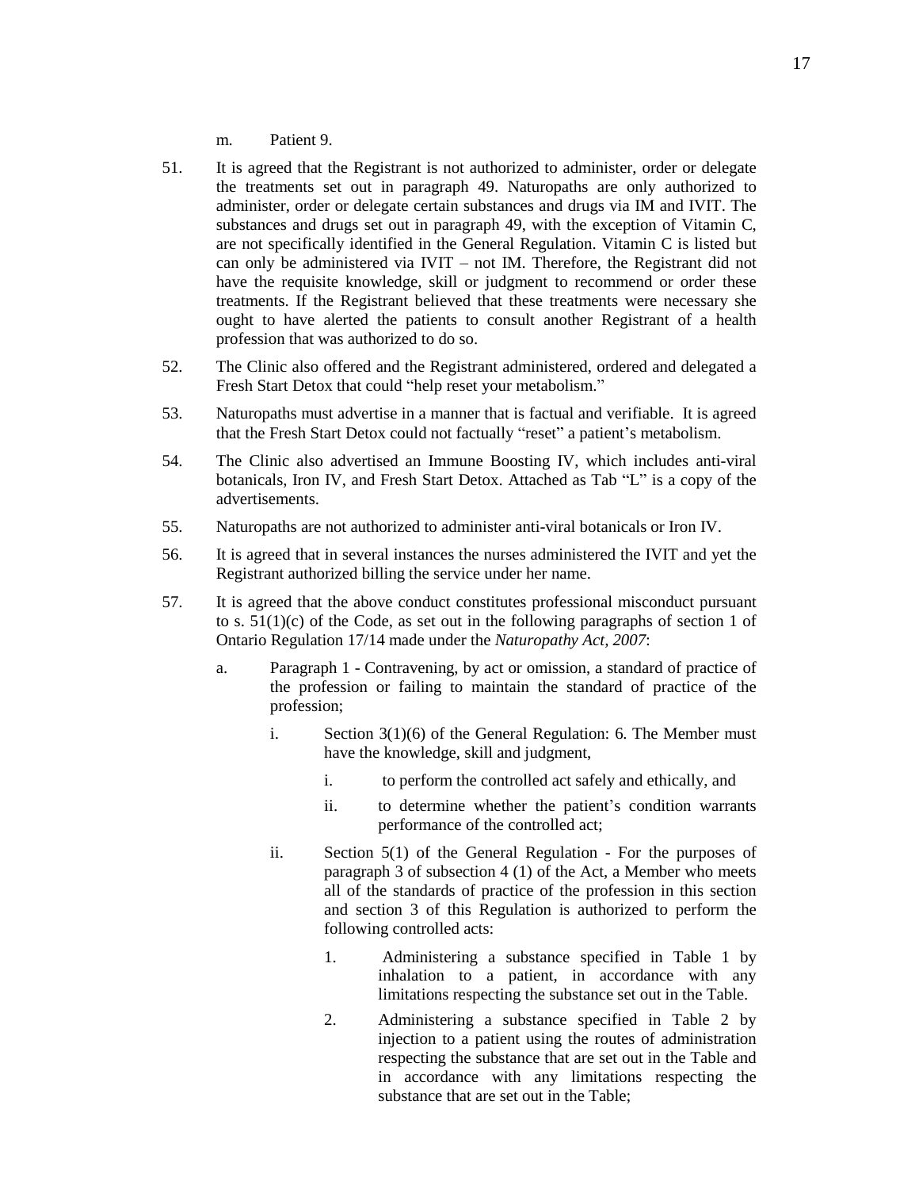m. Patient 9.

51. It is agreed that the Registrant is not authorized to administer, order or delegate the treatments set out in paragraph 49. Naturopaths are only authorized to administer, order or delegate certain substances and drugs via IM and IVIT. The substances and drugs set out in paragraph 49, with the exception of Vitamin C, are not specifically identified in the General Regulation. Vitamin C is listed but can only be administered via IVIT – not IM. Therefore, the Registrant did not have the requisite knowledge, skill or judgment to recommend or order these treatments. If the Registrant believed that these treatments were necessary she ought to have alerted the patients to consult another Registrant of a health profession that was authorized to do so.

52. The Clinic also offered and the Registrant administered, ordered and delegated a Fresh Start Detox that could "help reset your metabolism."

53. Naturopaths must advertise in a manner that is factual and verifiable. It is agreed that the Fresh Start Detox could not factually "reset" a patient's metabolism.

54. The Clinic also advertised an Immune Boosting IV, which includes anti-viral botanicals, Iron IV, and Fresh Start Detox. Attached as Tab "L" is a copy of the advertisements.

55. Naturopaths are not authorized to administer anti-viral botanicals or Iron IV.

56. It is agreed that in several instances the nurses administered the IVIT and yet the Registrant authorized billing the service under her name.

57. It is agreed that the above conduct constitutes professional misconduct pursuant to s. 51(1)(c) of the Code, as set out in the following paragraphs of section 1 of Ontario Regulation 17/14 made under the *Naturopathy Act, 2007*:

    a. Paragraph 1 - Contravening, by act or omission, a standard of practice of the profession or failing to maintain the standard of practice of the profession;

        i. Section 3(1)(6) of the General Regulation: 6. The Member must have the knowledge, skill and judgment,

            i. to perform the controlled act safely and ethically, and

            ii. to determine whether the patient's condition warrants performance of the controlled act;

        ii. Section 5(1) of the General Regulation - For the purposes of paragraph 3 of subsection 4 (1) of the Act, a Member who meets all of the standards of practice of the profession in this section and section 3 of this Regulation is authorized to perform the following controlled acts:

            1. Administering a substance specified in Table 1 by inhalation to a patient, in accordance with any limitations respecting the substance set out in the Table.

            2. Administering a substance specified in Table 2 by injection to a patient using the routes of administration respecting the substance that are set out in the Table and in accordance with any limitations respecting the substance that are set out in the Table;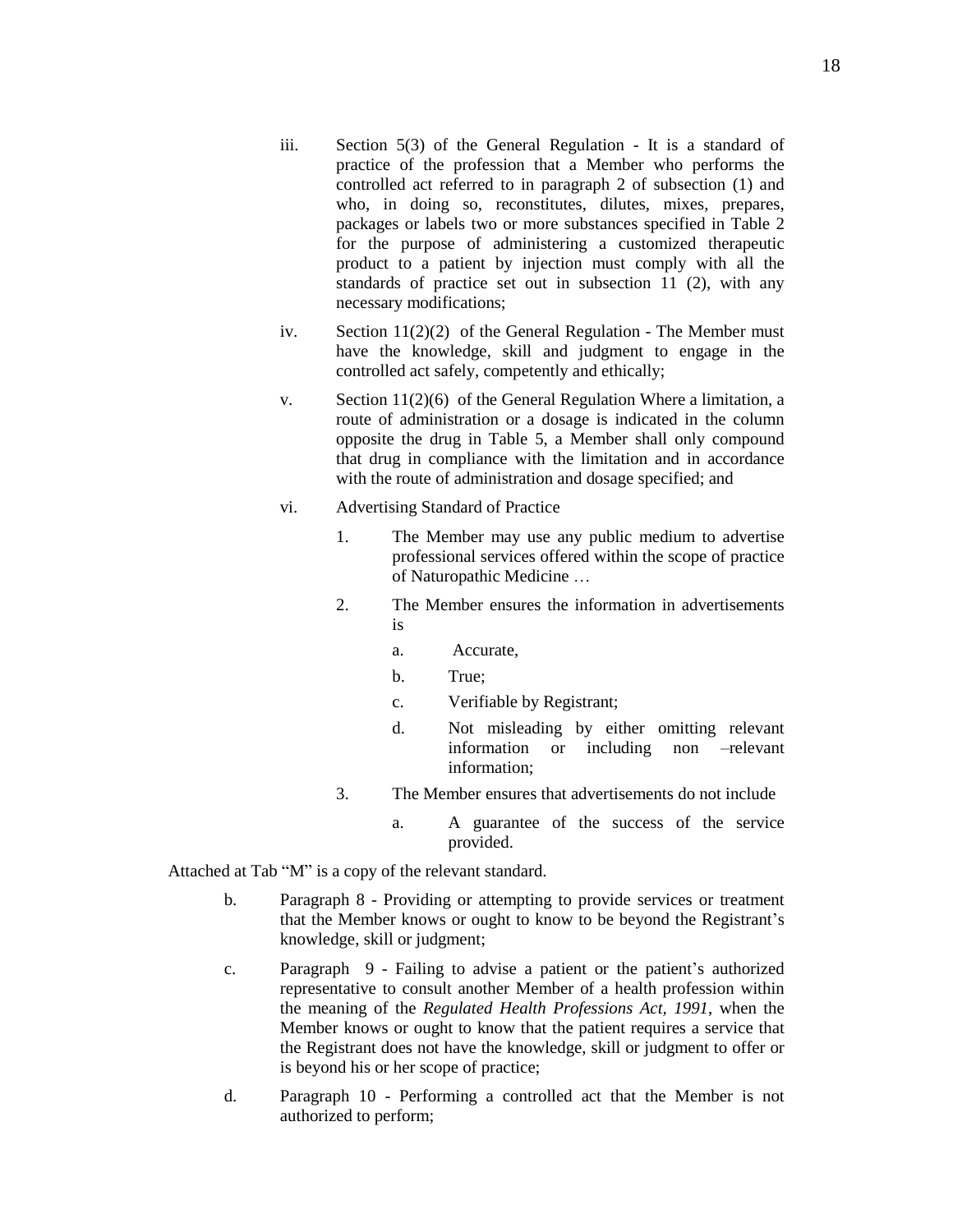iii. Section 5(3) of the General Regulation - It is a standard of practice of the profession that a Member who performs the controlled act referred to in paragraph 2 of subsection (1) and who, in doing so, reconstitutes, dilutes, mixes, prepares, packages or labels two or more substances specified in Table 2 for the purpose of administering a customized therapeutic product to a patient by injection must comply with all the standards of practice set out in subsection 11 (2), with any necessary modifications;

iv. Section 11(2)(2) of the General Regulation - The Member must have the knowledge, skill and judgment to engage in the controlled act safely, competently and ethically;

v. Section 11(2)(6) of the General Regulation Where a limitation, a route of administration or a dosage is indicated in the column opposite the drug in Table 5, a Member shall only compound that drug in compliance with the limitation and in accordance with the route of administration and dosage specified; and

vi. Advertising Standard of Practice

1. The Member may use any public medium to advertise professional services offered within the scope of practice of Naturopathic Medicine …

2. The Member ensures the information in advertisements is

   a. Accurate,

   b. True;

   c. Verifiable by Registrant;

   d. Not misleading by either omitting relevant information or including non –relevant information;

3. The Member ensures that advertisements do not include

   a. A guarantee of the success of the service provided.

Attached at Tab "M" is a copy of the relevant standard.

b. Paragraph 8 - Providing or attempting to provide services or treatment that the Member knows or ought to know to be beyond the Registrant's knowledge, skill or judgment;

c. Paragraph 9 - Failing to advise a patient or the patient's authorized representative to consult another Member of a health profession within the meaning of the *Regulated Health Professions Act, 1991*, when the Member knows or ought to know that the patient requires a service that the Registrant does not have the knowledge, skill or judgment to offer or is beyond his or her scope of practice;

d. Paragraph 10 - Performing a controlled act that the Member is not authorized to perform;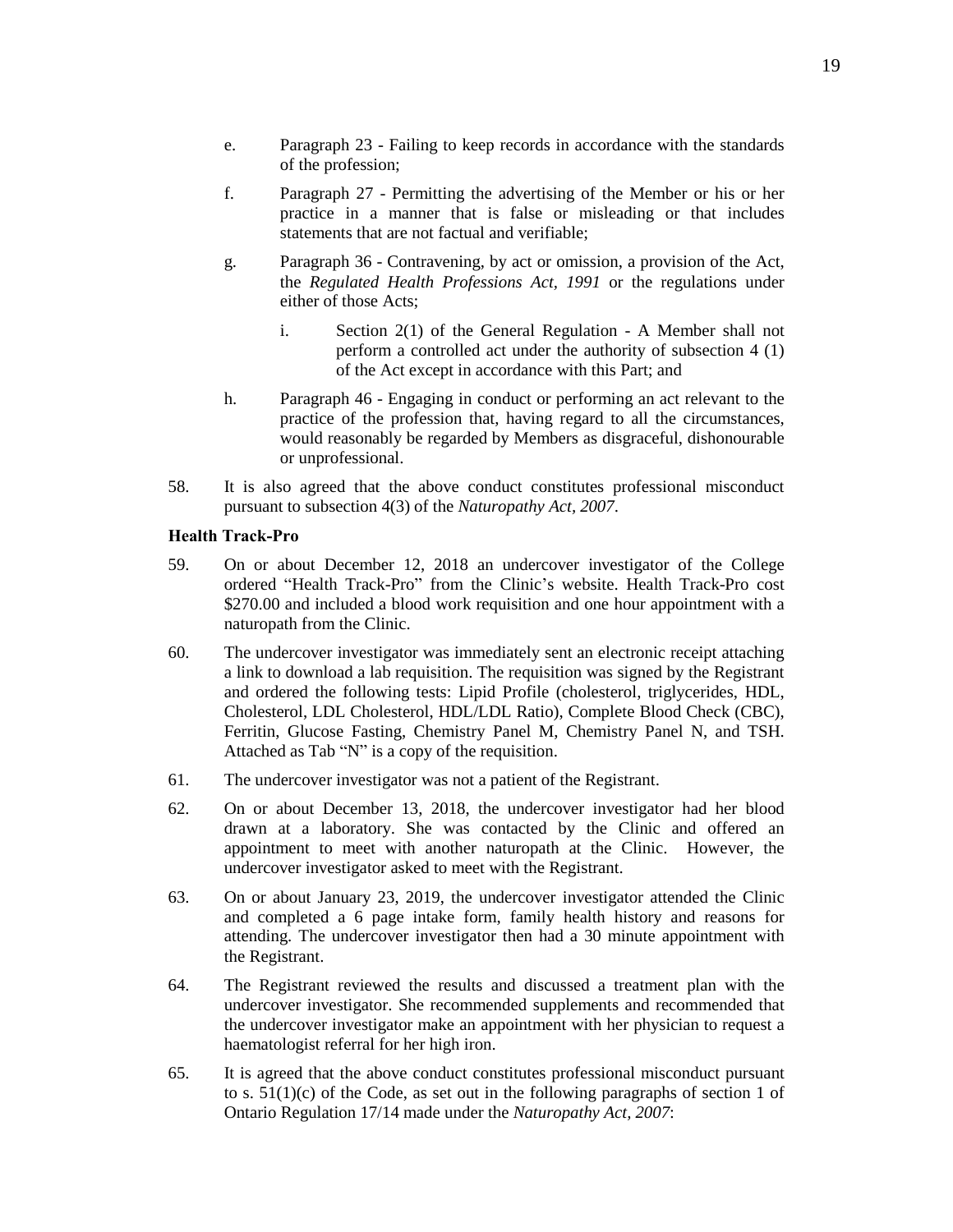e. Paragraph 23 - Failing to keep records in accordance with the standards of the profession;

f. Paragraph 27 - Permitting the advertising of the Member or his or her practice in a manner that is false or misleading or that includes statements that are not factual and verifiable;

g. Paragraph 36 - Contravening, by act or omission, a provision of the Act, the *Regulated Health Professions Act, 1991* or the regulations under either of those Acts;

   i. Section 2(1) of the General Regulation - A Member shall not perform a controlled act under the authority of subsection 4 (1) of the Act except in accordance with this Part; and

h. Paragraph 46 - Engaging in conduct or performing an act relevant to the practice of the profession that, having regard to all the circumstances, would reasonably be regarded by Members as disgraceful, dishonourable or unprofessional.

58. It is also agreed that the above conduct constitutes professional misconduct pursuant to subsection 4(3) of the *Naturopathy Act, 2007*.

**Health Track-Pro**

59. On or about December 12, 2018 an undercover investigator of the College ordered "Health Track-Pro" from the Clinic's website. Health Track-Pro cost $270.00 and included a blood work requisition and one hour appointment with a naturopath from the Clinic.

60. The undercover investigator was immediately sent an electronic receipt attaching a link to download a lab requisition. The requisition was signed by the Registrant and ordered the following tests: Lipid Profile (cholesterol, triglycerides, HDL, Cholesterol, LDL Cholesterol, HDL/LDL Ratio), Complete Blood Check (CBC), Ferritin, Glucose Fasting, Chemistry Panel M, Chemistry Panel N, and TSH. Attached as Tab "N" is a copy of the requisition.

61. The undercover investigator was not a patient of the Registrant.

62. On or about December 13, 2018, the undercover investigator had her blood drawn at a laboratory. She was contacted by the Clinic and offered an appointment to meet with another naturopath at the Clinic. However, the undercover investigator asked to meet with the Registrant.

63. On or about January 23, 2019, the undercover investigator attended the Clinic and completed a 6 page intake form, family health history and reasons for attending. The undercover investigator then had a 30 minute appointment with the Registrant.

64. The Registrant reviewed the results and discussed a treatment plan with the undercover investigator. She recommended supplements and recommended that the undercover investigator make an appointment with her physician to request a haematologist referral for her high iron.

65. It is agreed that the above conduct constitutes professional misconduct pursuant to s. 51(1)(c) of the Code, as set out in the following paragraphs of section 1 of Ontario Regulation 17/14 made under the *Naturopathy Act, 2007*: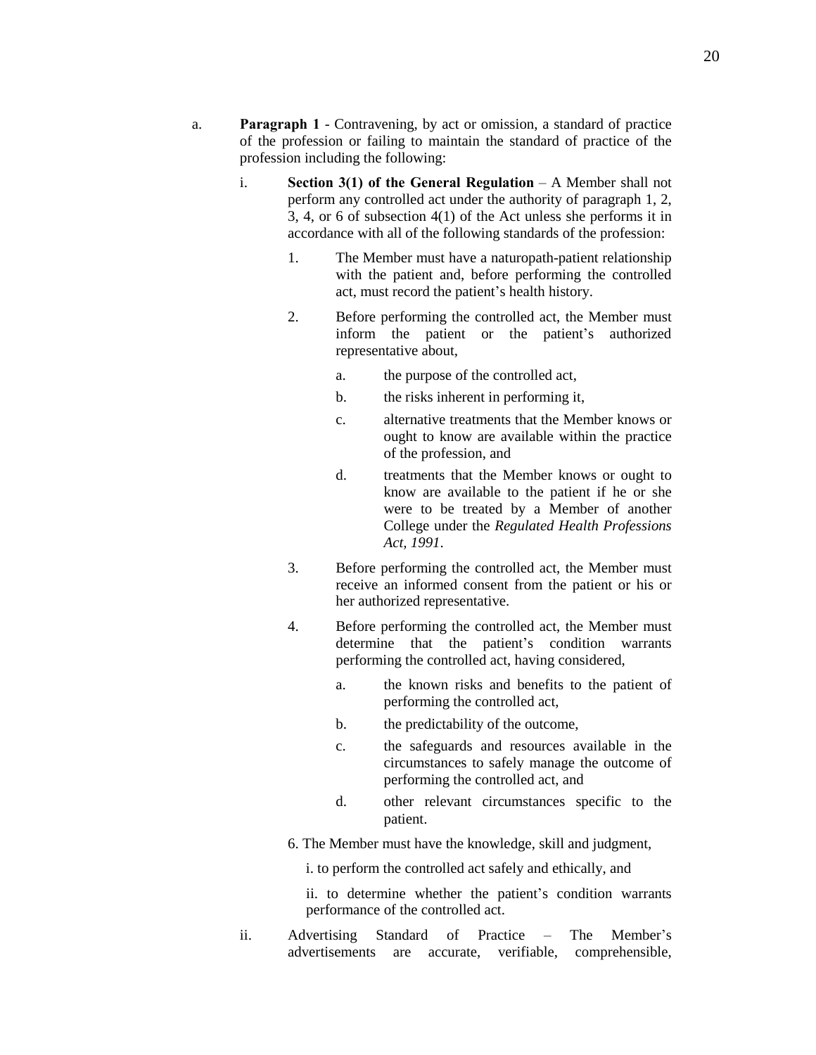a. **Paragraph 1** - Contravening, by act or omission, a standard of practice of the profession or failing to maintain the standard of practice of the profession including the following:

   i. **Section 3(1) of the General Regulation** – A Member shall not perform any controlled act under the authority of paragraph 1, 2, 3, 4, or 6 of subsection 4(1) of the Act unless she performs it in accordance with all of the following standards of the profession:

      1. The Member must have a naturopath-patient relationship with the patient and, before performing the controlled act, must record the patient's health history.

      2. Before performing the controlled act, the Member must inform the patient or the patient's authorized representative about,

         a. the purpose of the controlled act,

         b. the risks inherent in performing it,

         c. alternative treatments that the Member knows or ought to know are available within the practice of the profession, and

         d. treatments that the Member knows or ought to know are available to the patient if he or she were to be treated by a Member of another College under the *Regulated Health Professions Act, 1991*.

      3. Before performing the controlled act, the Member must receive an informed consent from the patient or his or her authorized representative.

      4. Before performing the controlled act, the Member must determine that the patient's condition warrants performing the controlled act, having considered,

         a. the known risks and benefits to the patient of performing the controlled act,

         b. the predictability of the outcome,

         c. the safeguards and resources available in the circumstances to safely manage the outcome of performing the controlled act, and

         d. other relevant circumstances specific to the patient.

      6. The Member must have the knowledge, skill and judgment,

         i. to perform the controlled act safely and ethically, and

         ii. to determine whether the patient's condition warrants performance of the controlled act.

   ii. Advertising Standard of Practice – The Member's advertisements are accurate, verifiable, comprehensible,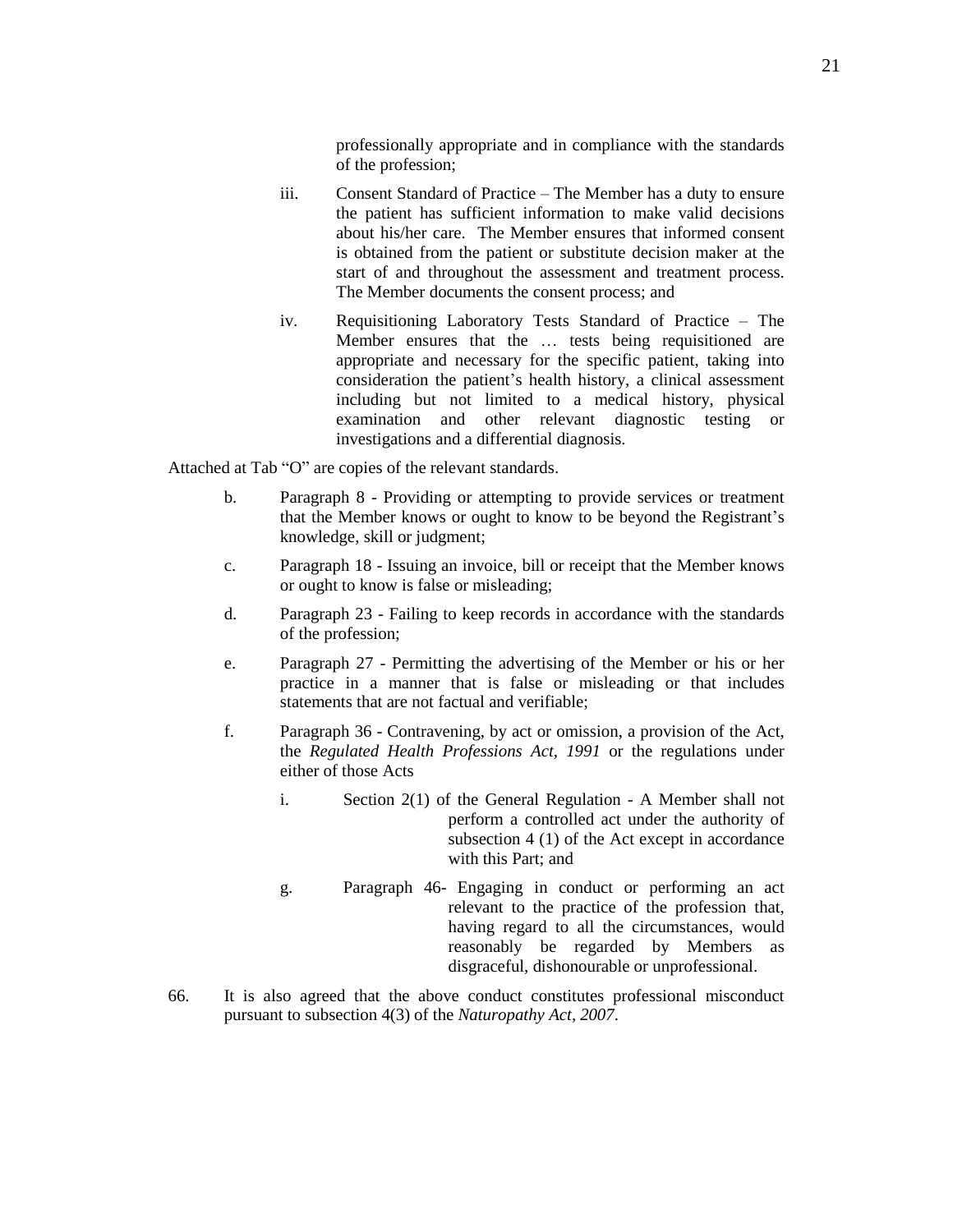professionally appropriate and in compliance with the standards of the profession;

iii. Consent Standard of Practice – The Member has a duty to ensure the patient has sufficient information to make valid decisions about his/her care. The Member ensures that informed consent is obtained from the patient or substitute decision maker at the start of and throughout the assessment and treatment process. The Member documents the consent process; and

iv. Requisitioning Laboratory Tests Standard of Practice – The Member ensures that the … tests being requisitioned are appropriate and necessary for the specific patient, taking into consideration the patient's health history, a clinical assessment including but not limited to a medical history, physical examination and other relevant diagnostic testing or investigations and a differential diagnosis.

Attached at Tab "O" are copies of the relevant standards.

b. Paragraph 8 - Providing or attempting to provide services or treatment that the Member knows or ought to know to be beyond the Registrant's knowledge, skill or judgment;

c. Paragraph 18 - Issuing an invoice, bill or receipt that the Member knows or ought to know is false or misleading;

d. Paragraph 23 - Failing to keep records in accordance with the standards of the profession;

e. Paragraph 27 - Permitting the advertising of the Member or his or her practice in a manner that is false or misleading or that includes statements that are not factual and verifiable;

f. Paragraph 36 - Contravening, by act or omission, a provision of the Act, the *Regulated Health Professions Act, 1991* or the regulations under either of those Acts

   i. Section 2(1) of the General Regulation - A Member shall not perform a controlled act under the authority of subsection 4 (1) of the Act except in accordance with this Part; and

g. Paragraph 46- Engaging in conduct or performing an act relevant to the practice of the profession that, having regard to all the circumstances, would reasonably be regarded by Members as disgraceful, dishonourable or unprofessional.

66. It is also agreed that the above conduct constitutes professional misconduct pursuant to subsection 4(3) of the *Naturopathy Act, 2007*.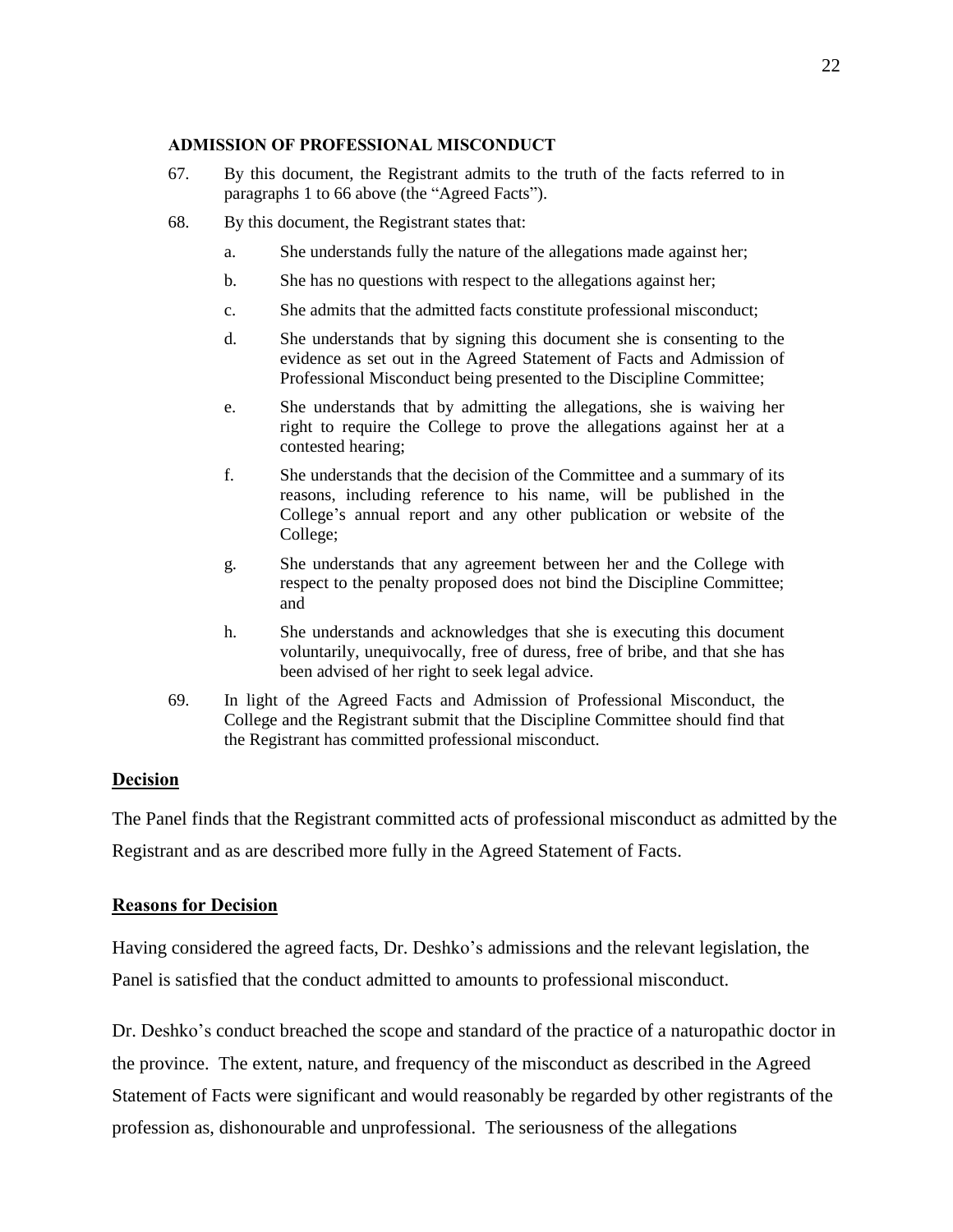**ADMISSION OF PROFESSIONAL MISCONDUCT**

67. By this document, the Registrant admits to the truth of the facts referred to in paragraphs 1 to 66 above (the "Agreed Facts").

68. By this document, the Registrant states that:

    a. She understands fully the nature of the allegations made against her;

    b. She has no questions with respect to the allegations against her;

    c. She admits that the admitted facts constitute professional misconduct;

    d. She understands that by signing this document she is consenting to the evidence as set out in the Agreed Statement of Facts and Admission of Professional Misconduct being presented to the Discipline Committee;

    e. She understands that by admitting the allegations, she is waiving her right to require the College to prove the allegations against her at a contested hearing;

    f. She understands that the decision of the Committee and a summary of its reasons, including reference to his name, will be published in the College's annual report and any other publication or website of the College;

    g. She understands that any agreement between her and the College with respect to the penalty proposed does not bind the Discipline Committee; and

    h. She understands and acknowledges that she is executing this document voluntarily, unequivocally, free of duress, free of bribe, and that she has been advised of her right to seek legal advice.

69. In light of the Agreed Facts and Admission of Professional Misconduct, the College and the Registrant submit that the Discipline Committee should find that the Registrant has committed professional misconduct.

## Decision

The Panel finds that the Registrant committed acts of professional misconduct as admitted by the Registrant and as are described more fully in the Agreed Statement of Facts.

## Reasons for Decision

Having considered the agreed facts, Dr. Deshko's admissions and the relevant legislation, the Panel is satisfied that the conduct admitted to amounts to professional misconduct.

Dr. Deshko's conduct breached the scope and standard of the practice of a naturopathic doctor in the province. The extent, nature, and frequency of the misconduct as described in the Agreed Statement of Facts were significant and would reasonably be regarded by other registrants of the profession as, dishonourable and unprofessional. The seriousness of the allegations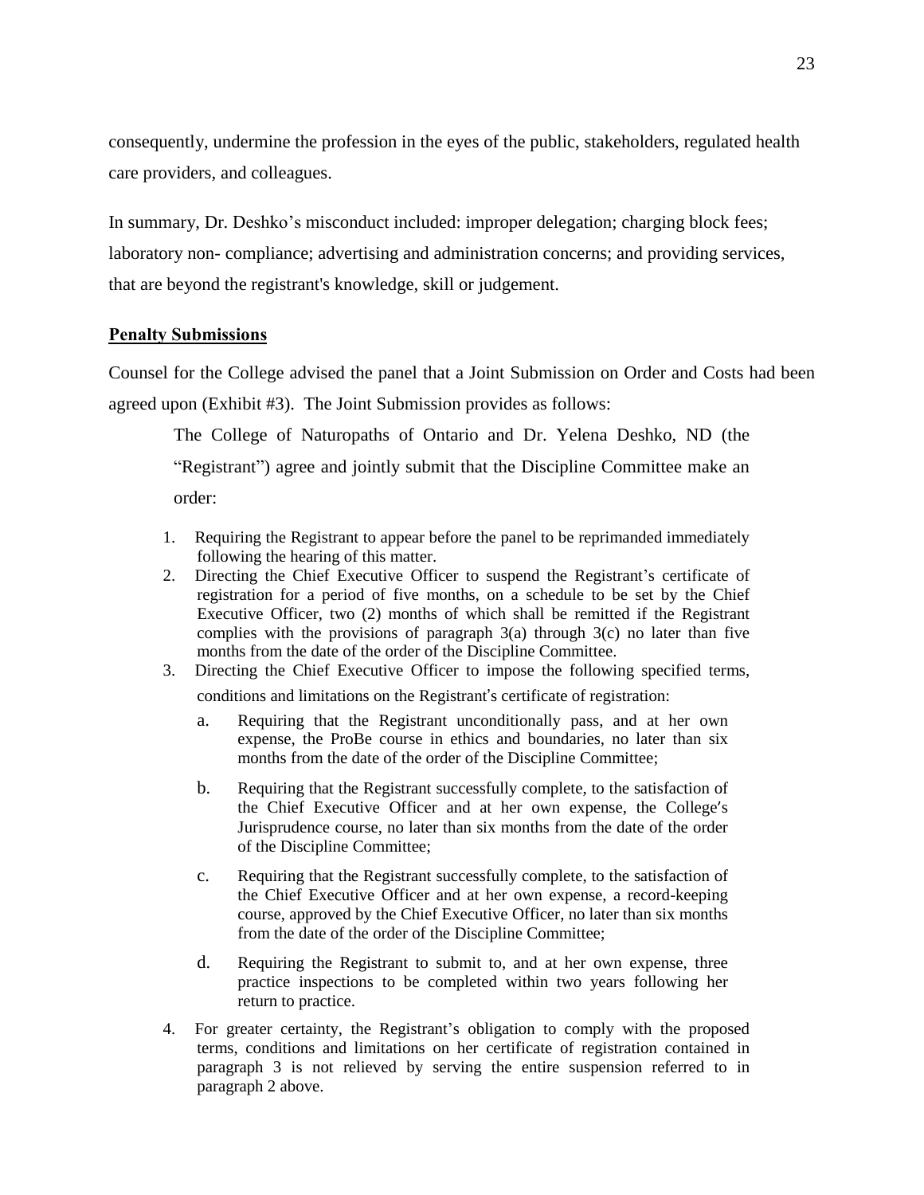consequently, undermine the profession in the eyes of the public, stakeholders, regulated health care providers, and colleagues.

In summary, Dr. Deshko's misconduct included: improper delegation; charging block fees; laboratory non- compliance; advertising and administration concerns; and providing services, that are beyond the registrant's knowledge, skill or judgement.

**Penalty Submissions**

Counsel for the College advised the panel that a Joint Submission on Order and Costs had been agreed upon (Exhibit #3). The Joint Submission provides as follows:

> The College of Naturopaths of Ontario and Dr. Yelena Deshko, ND (the "Registrant") agree and jointly submit that the Discipline Committee make an order:
>
> 1. Requiring the Registrant to appear before the panel to be reprimanded immediately following the hearing of this matter.
> 2. Directing the Chief Executive Officer to suspend the Registrant's certificate of registration for a period of five months, on a schedule to be set by the Chief Executive Officer, two (2) months of which shall be remitted if the Registrant complies with the provisions of paragraph 3(a) through 3(c) no later than five months from the date of the order of the Discipline Committee.
> 3. Directing the Chief Executive Officer to impose the following specified terms, conditions and limitations on the Registrant's certificate of registration:
>    a. Requiring that the Registrant unconditionally pass, and at her own expense, the ProBe course in ethics and boundaries, no later than six months from the date of the order of the Discipline Committee;
>    b. Requiring that the Registrant successfully complete, to the satisfaction of the Chief Executive Officer and at her own expense, the College's Jurisprudence course, no later than six months from the date of the order of the Discipline Committee;
>    c. Requiring that the Registrant successfully complete, to the satisfaction of the Chief Executive Officer and at her own expense, a record-keeping course, approved by the Chief Executive Officer, no later than six months from the date of the order of the Discipline Committee;
>    d. Requiring the Registrant to submit to, and at her own expense, three practice inspections to be completed within two years following her return to practice.
> 4. For greater certainty, the Registrant's obligation to comply with the proposed terms, conditions and limitations on her certificate of registration contained in paragraph 3 is not relieved by serving the entire suspension referred to in paragraph 2 above.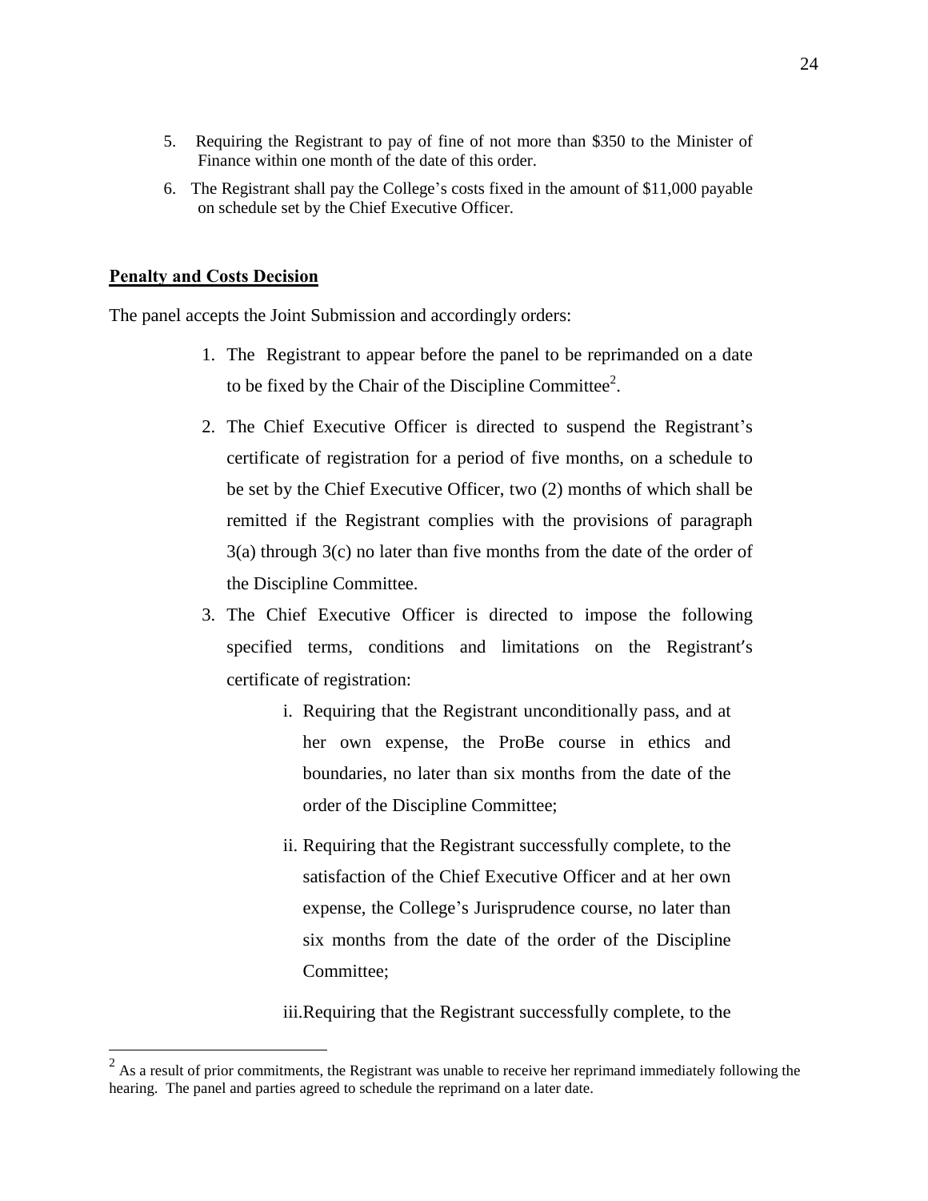5. Requiring the Registrant to pay of fine of not more than $350 to the Minister of Finance within one month of the date of this order.
6. The Registrant shall pay the College's costs fixed in the amount of $11,000 payable on schedule set by the Chief Executive Officer.

**Penalty and Costs Decision**

The panel accepts the Joint Submission and accordingly orders:

1. The Registrant to appear before the panel to be reprimanded on a date to be fixed by the Chair of the Discipline Committee[2].
2. The Chief Executive Officer is directed to suspend the Registrant's certificate of registration for a period of five months, on a schedule to be set by the Chief Executive Officer, two (2) months of which shall be remitted if the Registrant complies with the provisions of paragraph 3(a) through 3(c) no later than five months from the date of the order of the Discipline Committee.
3. The Chief Executive Officer is directed to impose the following specified terms, conditions and limitations on the Registrant's certificate of registration:
    i. Requiring that the Registrant unconditionally pass, and at her own expense, the ProBe course in ethics and boundaries, no later than six months from the date of the order of the Discipline Committee;
    ii. Requiring that the Registrant successfully complete, to the satisfaction of the Chief Executive Officer and at her own expense, the College's Jurisprudence course, no later than six months from the date of the order of the Discipline Committee;
    iii. Requiring that the Registrant successfully complete, to the

[2] As a result of prior commitments, the Registrant was unable to receive her reprimand immediately following the hearing. The panel and parties agreed to schedule the reprimand on a later date.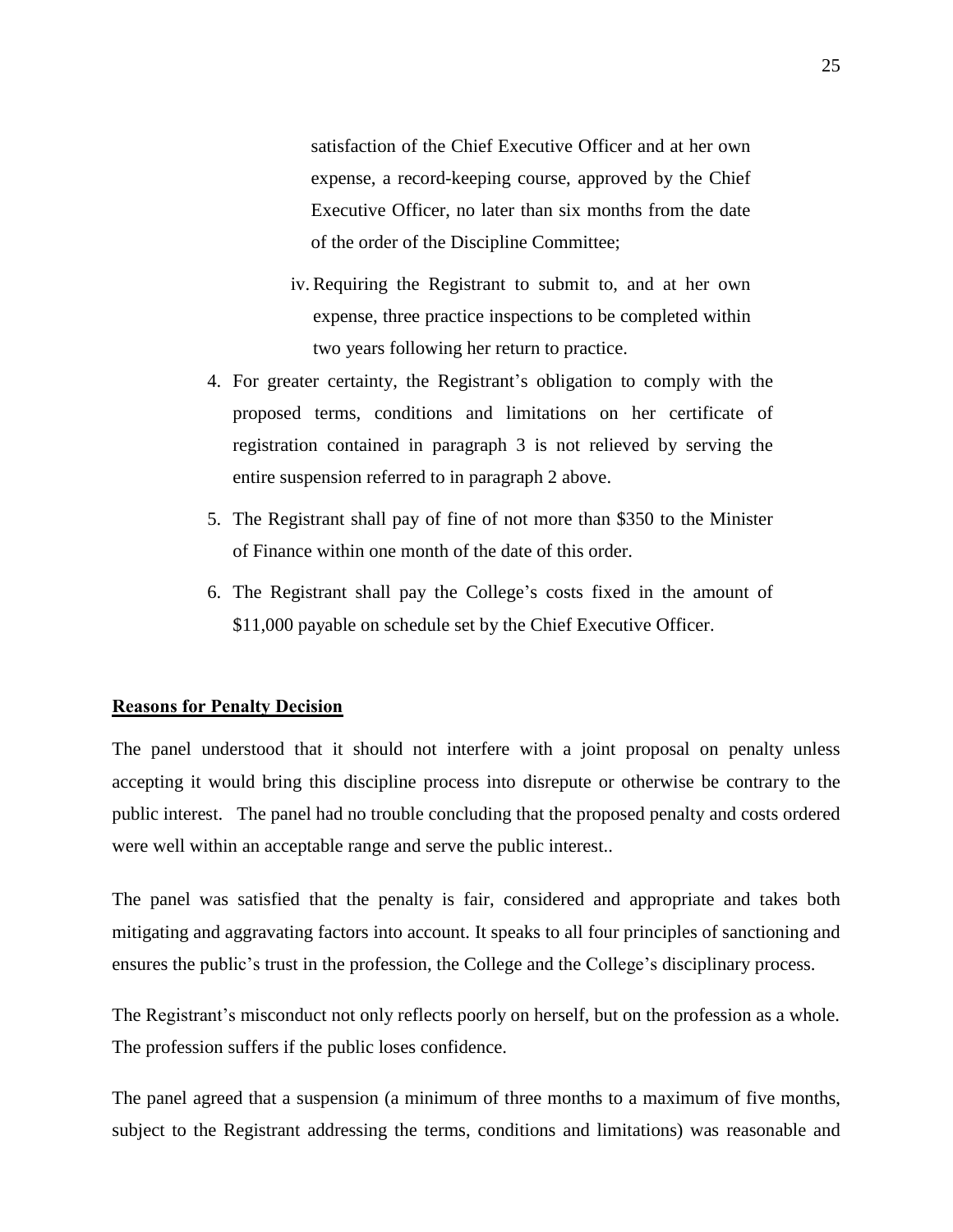satisfaction of the Chief Executive Officer and at her own expense, a record-keeping course, approved by the Chief Executive Officer, no later than six months from the date of the order of the Discipline Committee;

iv. Requiring the Registrant to submit to, and at her own expense, three practice inspections to be completed within two years following her return to practice.

4. For greater certainty, the Registrant's obligation to comply with the proposed terms, conditions and limitations on her certificate of registration contained in paragraph 3 is not relieved by serving the entire suspension referred to in paragraph 2 above.

5. The Registrant shall pay of fine of not more than $350 to the Minister of Finance within one month of the date of this order.

6. The Registrant shall pay the College's costs fixed in the amount of $11,000 payable on schedule set by the Chief Executive Officer.

**Reasons for Penalty Decision**

The panel understood that it should not interfere with a joint proposal on penalty unless accepting it would bring this discipline process into disrepute or otherwise be contrary to the public interest. The panel had no trouble concluding that the proposed penalty and costs ordered were well within an acceptable range and serve the public interest..

The panel was satisfied that the penalty is fair, considered and appropriate and takes both mitigating and aggravating factors into account. It speaks to all four principles of sanctioning and ensures the public's trust in the profession, the College and the College's disciplinary process.

The Registrant's misconduct not only reflects poorly on herself, but on the profession as a whole. The profession suffers if the public loses confidence.

The panel agreed that a suspension (a minimum of three months to a maximum of five months, subject to the Registrant addressing the terms, conditions and limitations) was reasonable and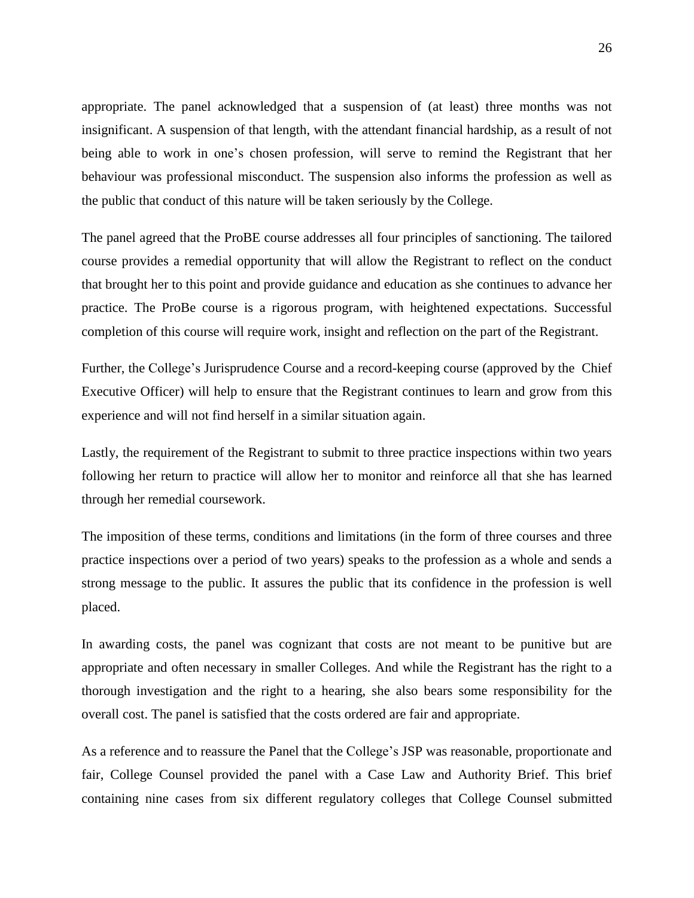appropriate. The panel acknowledged that a suspension of (at least) three months was not insignificant. A suspension of that length, with the attendant financial hardship, as a result of not being able to work in one's chosen profession, will serve to remind the Registrant that her behaviour was professional misconduct. The suspension also informs the profession as well as the public that conduct of this nature will be taken seriously by the College.

The panel agreed that the ProBE course addresses all four principles of sanctioning. The tailored course provides a remedial opportunity that will allow the Registrant to reflect on the conduct that brought her to this point and provide guidance and education as she continues to advance her practice. The ProBe course is a rigorous program, with heightened expectations. Successful completion of this course will require work, insight and reflection on the part of the Registrant.

Further, the College's Jurisprudence Course and a record-keeping course (approved by the Chief Executive Officer) will help to ensure that the Registrant continues to learn and grow from this experience and will not find herself in a similar situation again.

Lastly, the requirement of the Registrant to submit to three practice inspections within two years following her return to practice will allow her to monitor and reinforce all that she has learned through her remedial coursework.

The imposition of these terms, conditions and limitations (in the form of three courses and three practice inspections over a period of two years) speaks to the profession as a whole and sends a strong message to the public. It assures the public that its confidence in the profession is well placed.

In awarding costs, the panel was cognizant that costs are not meant to be punitive but are appropriate and often necessary in smaller Colleges. And while the Registrant has the right to a thorough investigation and the right to a hearing, she also bears some responsibility for the overall cost. The panel is satisfied that the costs ordered are fair and appropriate.

As a reference and to reassure the Panel that the College's JSP was reasonable, proportionate and fair, College Counsel provided the panel with a Case Law and Authority Brief. This brief containing nine cases from six different regulatory colleges that College Counsel submitted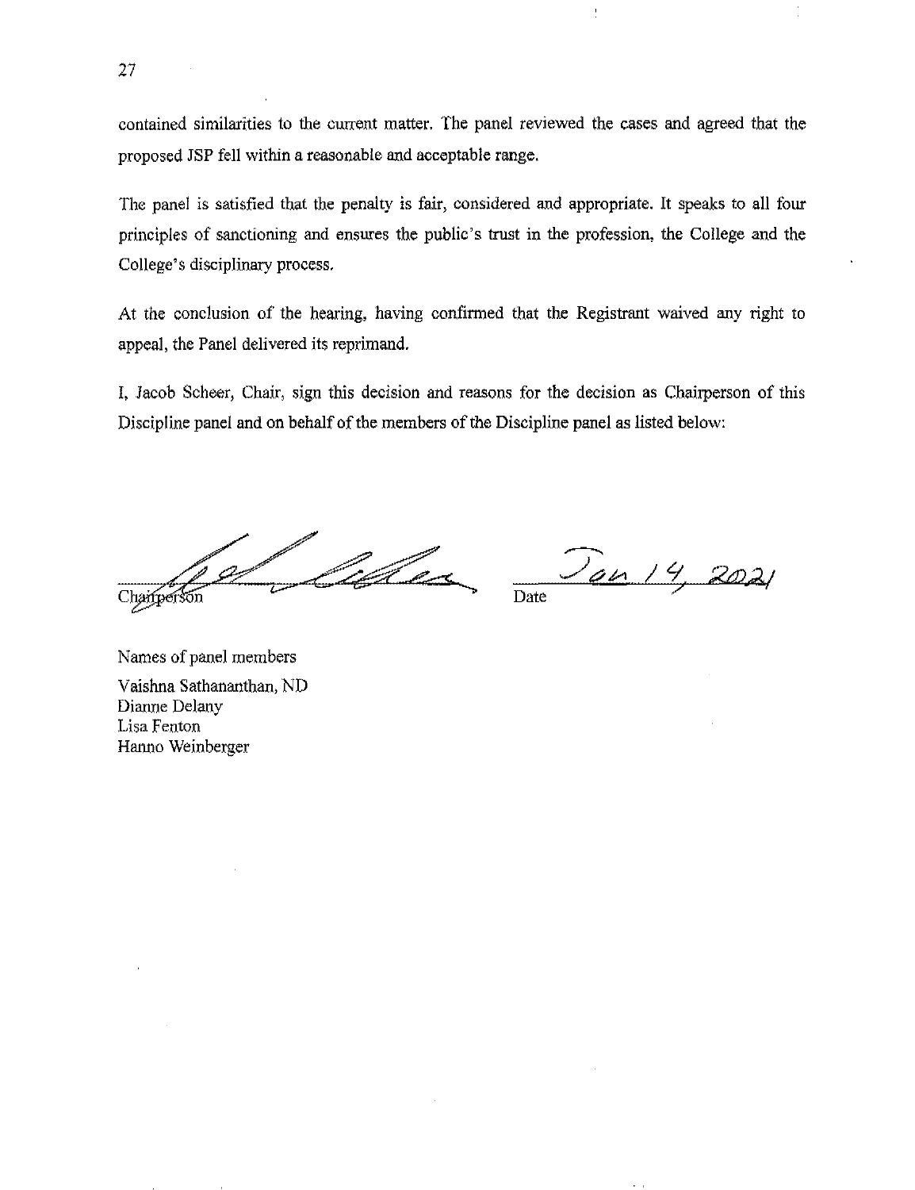contained similarities to the current matter. The panel reviewed the cases and agreed that the proposed JSP fell within a reasonable and acceptable range.

The panel is satisfied that the penalty is fair, considered and appropriate. It speaks to all four principles of sanctioning and ensures the public's trust in the profession, the College and the College's disciplinary process.

At the conclusion of the hearing, having confirmed that the Registrant waived any right to appeal, the Panel delivered its reprimand.

I, Jacob Scheer, Chair, sign this decision and reasons for the decision as Chairperson of this Discipline panel and on behalf of the members of the Discipline panel as listed below:

Chairperson

Date: Jan 14, 2021

Names of panel members

Vaishna Sathananthan, ND
Dianne Delany
Lisa Fenton
Hanno Weinberger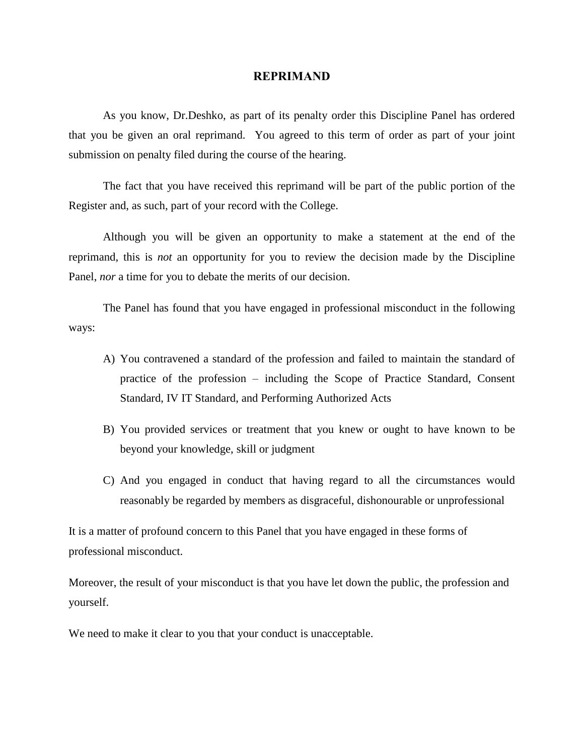# REPRIMAND

As you know, Dr.Deshko, as part of its penalty order this Discipline Panel has ordered that you be given an oral reprimand. You agreed to this term of order as part of your joint submission on penalty filed during the course of the hearing.

The fact that you have received this reprimand will be part of the public portion of the Register and, as such, part of your record with the College.

Although you will be given an opportunity to make a statement at the end of the reprimand, this is *not* an opportunity for you to review the decision made by the Discipline Panel, *nor* a time for you to debate the merits of our decision.

The Panel has found that you have engaged in professional misconduct in the following ways:

A) You contravened a standard of the profession and failed to maintain the standard of practice of the profession – including the Scope of Practice Standard, Consent Standard, IV IT Standard, and Performing Authorized Acts

B) You provided services or treatment that you knew or ought to have known to be beyond your knowledge, skill or judgment

C) And you engaged in conduct that having regard to all the circumstances would reasonably be regarded by members as disgraceful, dishonourable or unprofessional

It is a matter of profound concern to this Panel that you have engaged in these forms of professional misconduct.

Moreover, the result of your misconduct is that you have let down the public, the profession and yourself.

We need to make it clear to you that your conduct is unacceptable.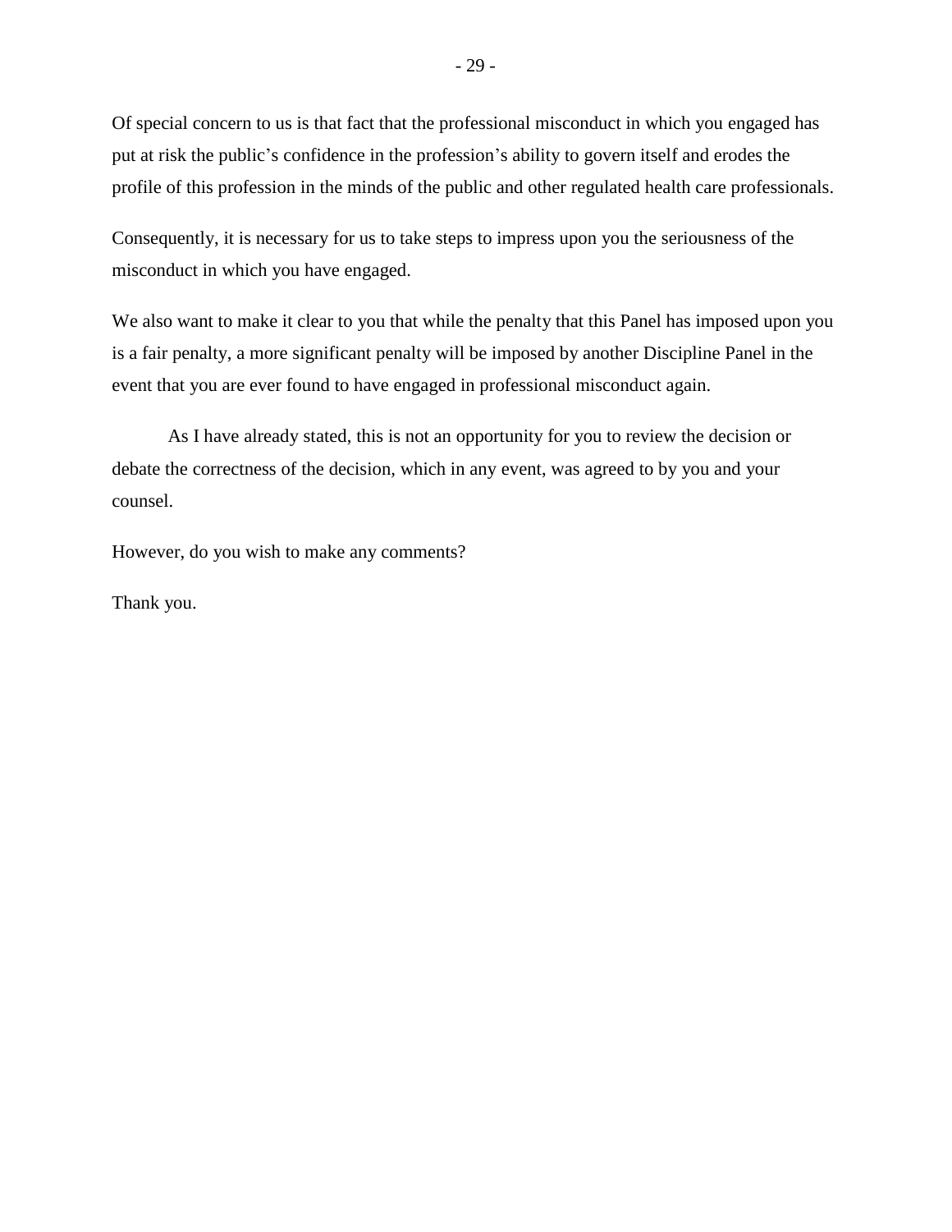Of special concern to us is that fact that the professional misconduct in which you engaged has put at risk the public's confidence in the profession's ability to govern itself and erodes the profile of this profession in the minds of the public and other regulated health care professionals.

Consequently, it is necessary for us to take steps to impress upon you the seriousness of the misconduct in which you have engaged.

We also want to make it clear to you that while the penalty that this Panel has imposed upon you is a fair penalty, a more significant penalty will be imposed by another Discipline Panel in the event that you are ever found to have engaged in professional misconduct again.

As I have already stated, this is not an opportunity for you to review the decision or debate the correctness of the decision, which in any event, was agreed to by you and your counsel.

However, do you wish to make any comments?

Thank you.